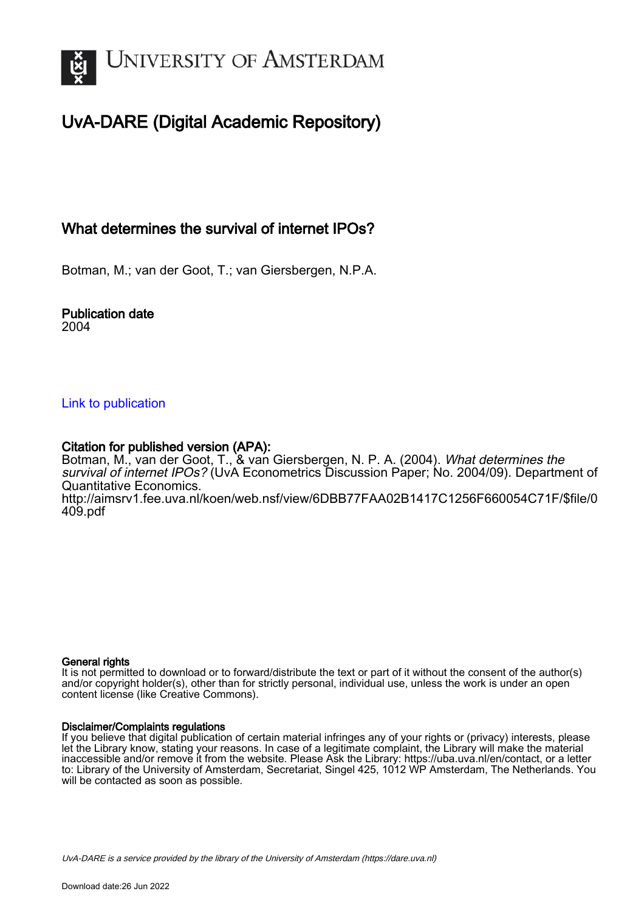UNIVERSITY OF AMSTERDAM

# UvA-DARE (Digital Academic Repository)

## What determines the survival of internet IPOs?

Botman, M.; van der Goot, T.; van Giersbergen, N.P.A.

**Publication date**
2004

Link to publication

**Citation for published version (APA):**
Botman, M., van der Goot, T., & van Giersbergen, N. P. A. (2004). *What determines the survival of internet IPOs?* (UvA Econometrics Discussion Paper; No. 2004/09). Department of Quantitative Economics.
http://aimsrv1.fee.uva.nl/koen/web.nsf/view/6DBB77FAA02B1417C1256F660054C71F/$file/0409.pdf

**General rights**
It is not permitted to download or to forward/distribute the text or part of it without the consent of the author(s) and/or copyright holder(s), other than for strictly personal, individual use, unless the work is under an open content license (like Creative Commons).

**Disclaimer/Complaints regulations**
If you believe that digital publication of certain material infringes any of your rights or (privacy) interests, please let the Library know, stating your reasons. In case of a legitimate complaint, the Library will make the material inaccessible and/or remove it from the website. Please Ask the Library: https://uba.uva.nl/en/contact, or a letter to: Library of the University of Amsterdam, Secretariat, Singel 425, 1012 WP Amsterdam, The Netherlands. You will be contacted as soon as possible.

UvA-DARE is a service provided by the library of the University of Amsterdam (https://dare.uva.nl)

Download date:26 Jun 2022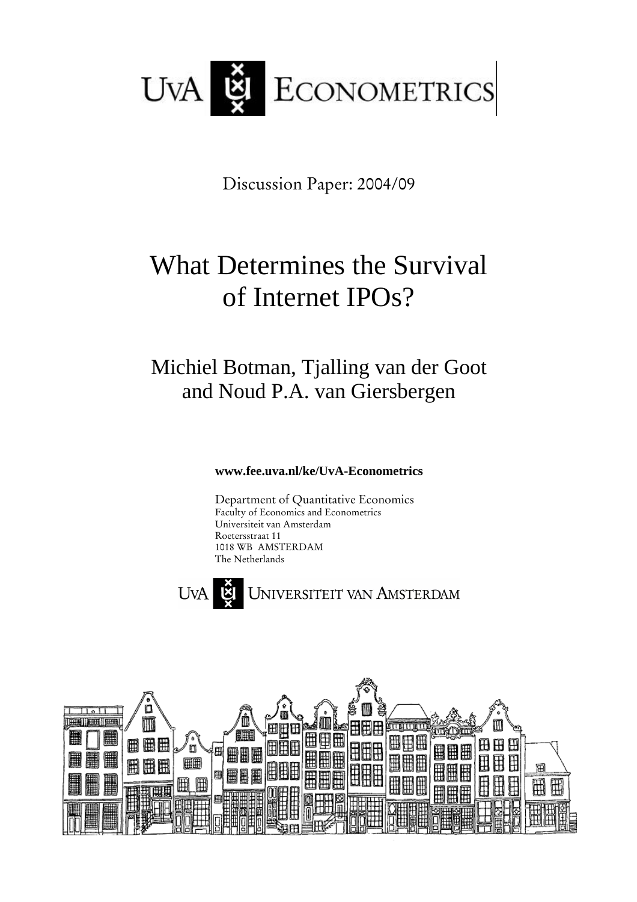UvA ECONOMETRICS

Discussion Paper: 2004/09

# What Determines the Survival of Internet IPOs?

## Michiel Botman, Tjalling van der Goot and Noud P.A. van Giersbergen

**www.fee.uva.nl/ke/UvA-Econometrics**

Department of Quantitative Economics
Faculty of Economics and Econometrics
Universiteit van Amsterdam
Roetersstraat 11
1018 WB AMSTERDAM
The Netherlands

UvA UNIVERSITEIT VAN AMSTERDAM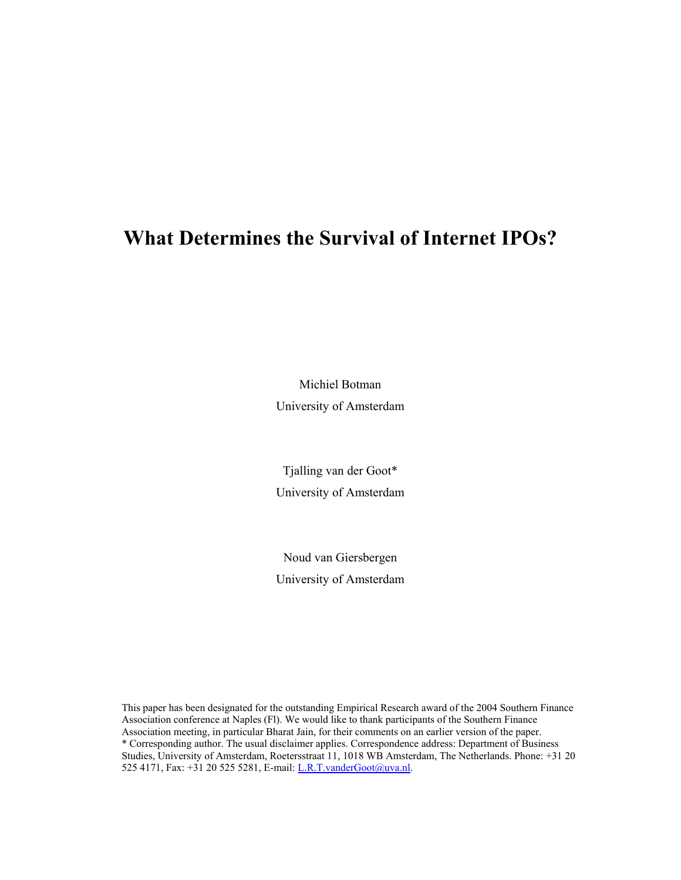# What Determines the Survival of Internet IPOs?

Michiel Botman
University of Amsterdam

Tjalling van der Goot*
University of Amsterdam

Noud van Giersbergen
University of Amsterdam

This paper has been designated for the outstanding Empirical Research award of the 2004 Southern Finance Association conference at Naples (Fl). We would like to thank participants of the Southern Finance Association meeting, in particular Bharat Jain, for their comments on an earlier version of the paper.
* Corresponding author. The usual disclaimer applies. Correspondence address: Department of Business Studies, University of Amsterdam, Roetersstraat 11, 1018 WB Amsterdam, The Netherlands. Phone: +31 20 525 4171, Fax: +31 20 525 5281, E-mail: L.R.T.vanderGoot@uva.nl.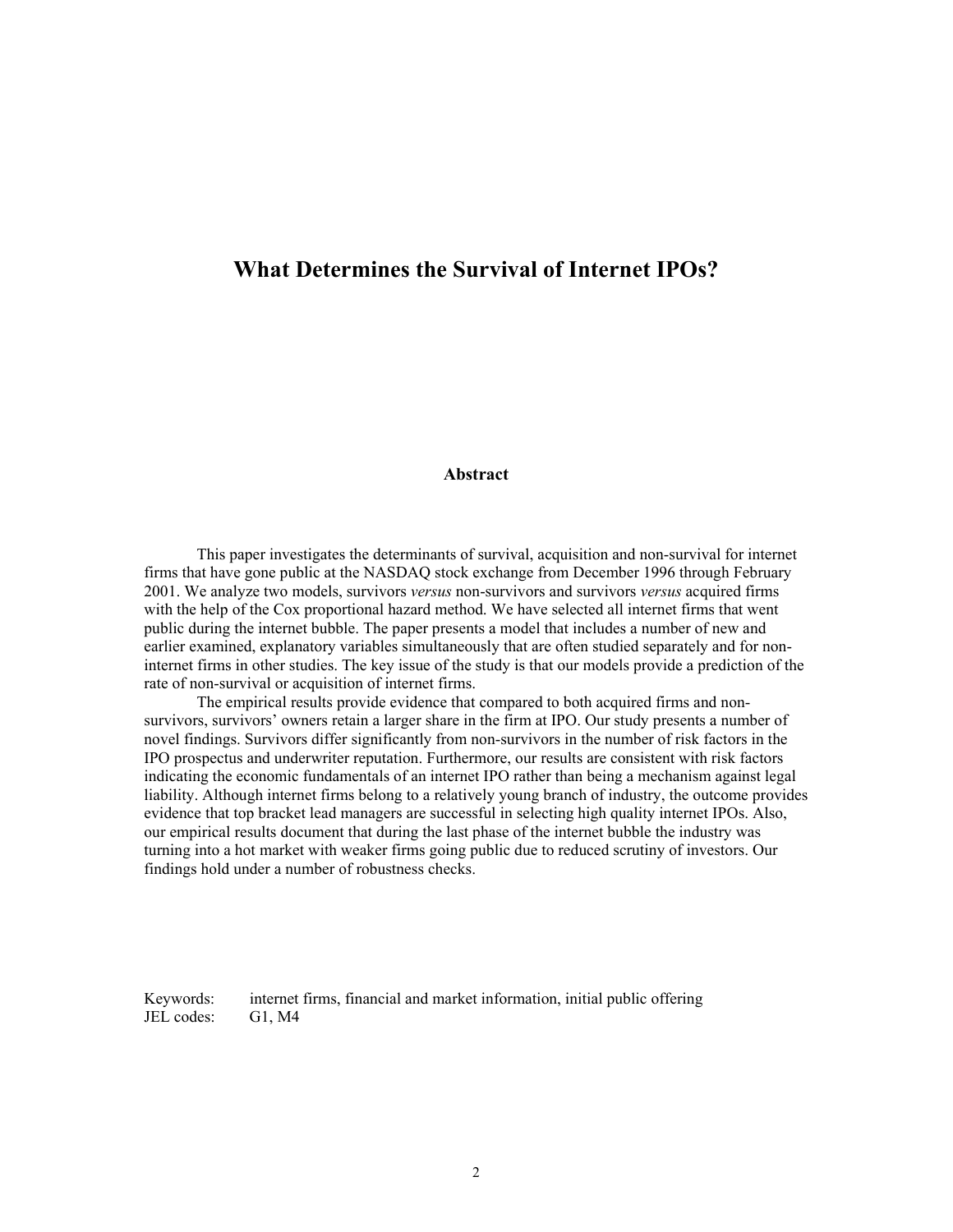# What Determines the Survival of Internet IPOs?

## Abstract

This paper investigates the determinants of survival, acquisition and non-survival for internet firms that have gone public at the NASDAQ stock exchange from December 1996 through February 2001. We analyze two models, survivors *versus* non-survivors and survivors *versus* acquired firms with the help of the Cox proportional hazard method. We have selected all internet firms that went public during the internet bubble. The paper presents a model that includes a number of new and earlier examined, explanatory variables simultaneously that are often studied separately and for non-internet firms in other studies. The key issue of the study is that our models provide a prediction of the rate of non-survival or acquisition of internet firms.

The empirical results provide evidence that compared to both acquired firms and non-survivors, survivors' owners retain a larger share in the firm at IPO. Our study presents a number of novel findings. Survivors differ significantly from non-survivors in the number of risk factors in the IPO prospectus and underwriter reputation. Furthermore, our results are consistent with risk factors indicating the economic fundamentals of an internet IPO rather than being a mechanism against legal liability. Although internet firms belong to a relatively young branch of industry, the outcome provides evidence that top bracket lead managers are successful in selecting high quality internet IPOs. Also, our empirical results document that during the last phase of the internet bubble the industry was turning into a hot market with weaker firms going public due to reduced scrutiny of investors. Our findings hold under a number of robustness checks.

Keywords: internet firms, financial and market information, initial public offering

JEL codes: G1, M4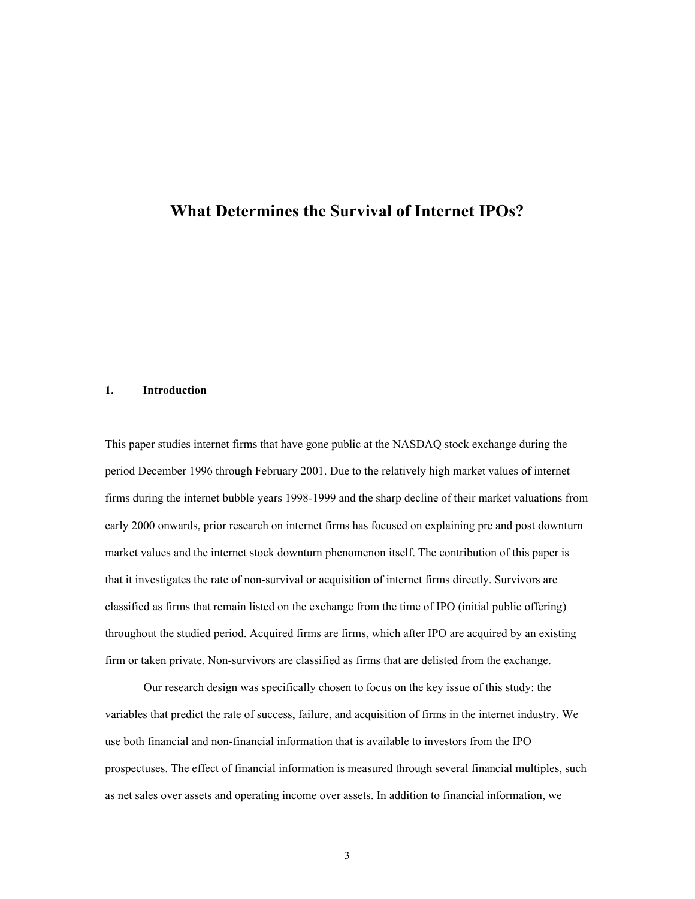# What Determines the Survival of Internet IPOs?

## 1. Introduction

This paper studies internet firms that have gone public at the NASDAQ stock exchange during the period December 1996 through February 2001. Due to the relatively high market values of internet firms during the internet bubble years 1998-1999 and the sharp decline of their market valuations from early 2000 onwards, prior research on internet firms has focused on explaining pre and post downturn market values and the internet stock downturn phenomenon itself. The contribution of this paper is that it investigates the rate of non-survival or acquisition of internet firms directly. Survivors are classified as firms that remain listed on the exchange from the time of IPO (initial public offering) throughout the studied period. Acquired firms are firms, which after IPO are acquired by an existing firm or taken private. Non-survivors are classified as firms that are delisted from the exchange.

Our research design was specifically chosen to focus on the key issue of this study: the variables that predict the rate of success, failure, and acquisition of firms in the internet industry. We use both financial and non-financial information that is available to investors from the IPO prospectuses. The effect of financial information is measured through several financial multiples, such as net sales over assets and operating income over assets. In addition to financial information, we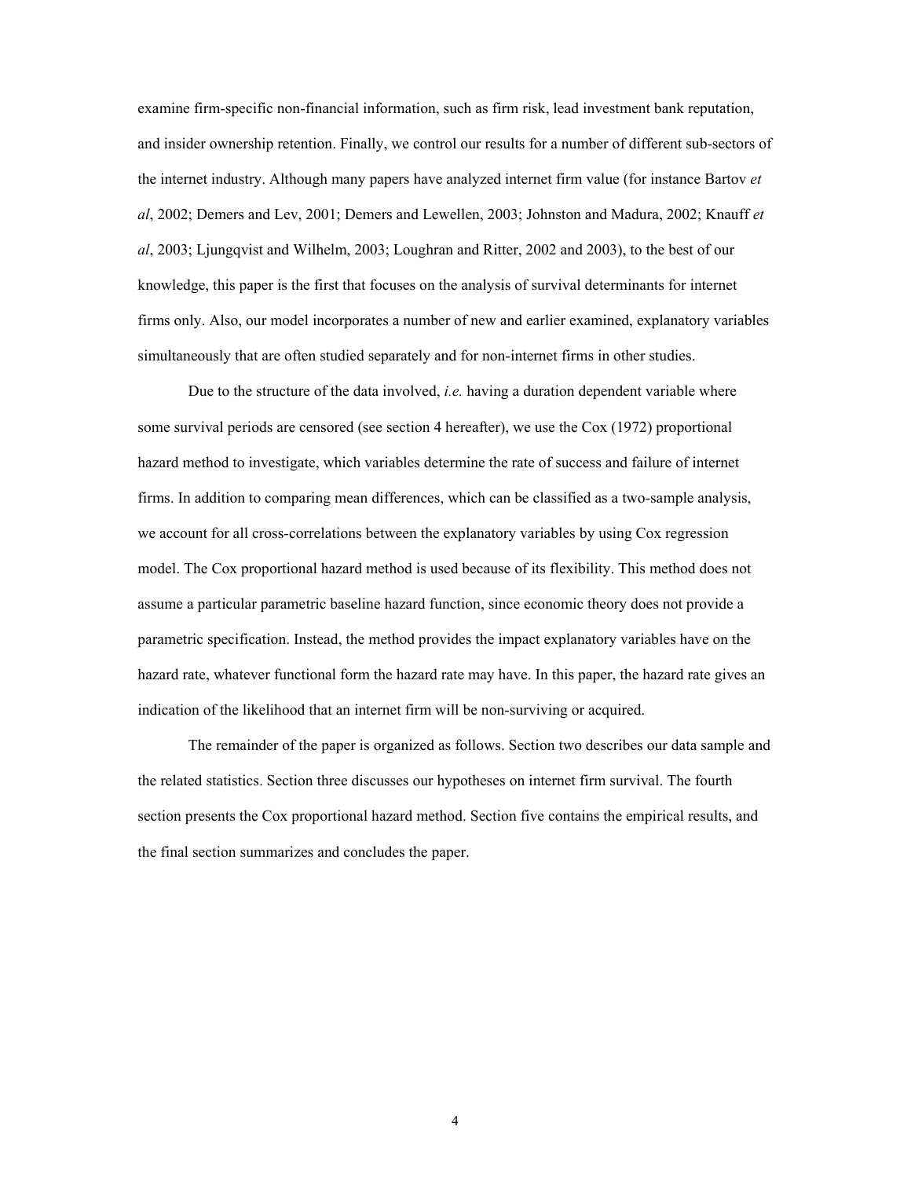examine firm-specific non-financial information, such as firm risk, lead investment bank reputation, and insider ownership retention. Finally, we control our results for a number of different sub-sectors of the internet industry. Although many papers have analyzed internet firm value (for instance Bartov *et al*, 2002; Demers and Lev, 2001; Demers and Lewellen, 2003; Johnston and Madura, 2002; Knauff *et al*, 2003; Ljungqvist and Wilhelm, 2003; Loughran and Ritter, 2002 and 2003), to the best of our knowledge, this paper is the first that focuses on the analysis of survival determinants for internet firms only. Also, our model incorporates a number of new and earlier examined, explanatory variables simultaneously that are often studied separately and for non-internet firms in other studies.

Due to the structure of the data involved, *i.e.* having a duration dependent variable where some survival periods are censored (see section 4 hereafter), we use the Cox (1972) proportional hazard method to investigate, which variables determine the rate of success and failure of internet firms. In addition to comparing mean differences, which can be classified as a two-sample analysis, we account for all cross-correlations between the explanatory variables by using Cox regression model. The Cox proportional hazard method is used because of its flexibility. This method does not assume a particular parametric baseline hazard function, since economic theory does not provide a parametric specification. Instead, the method provides the impact explanatory variables have on the hazard rate, whatever functional form the hazard rate may have. In this paper, the hazard rate gives an indication of the likelihood that an internet firm will be non-surviving or acquired.

The remainder of the paper is organized as follows. Section two describes our data sample and the related statistics. Section three discusses our hypotheses on internet firm survival. The fourth section presents the Cox proportional hazard method. Section five contains the empirical results, and the final section summarizes and concludes the paper.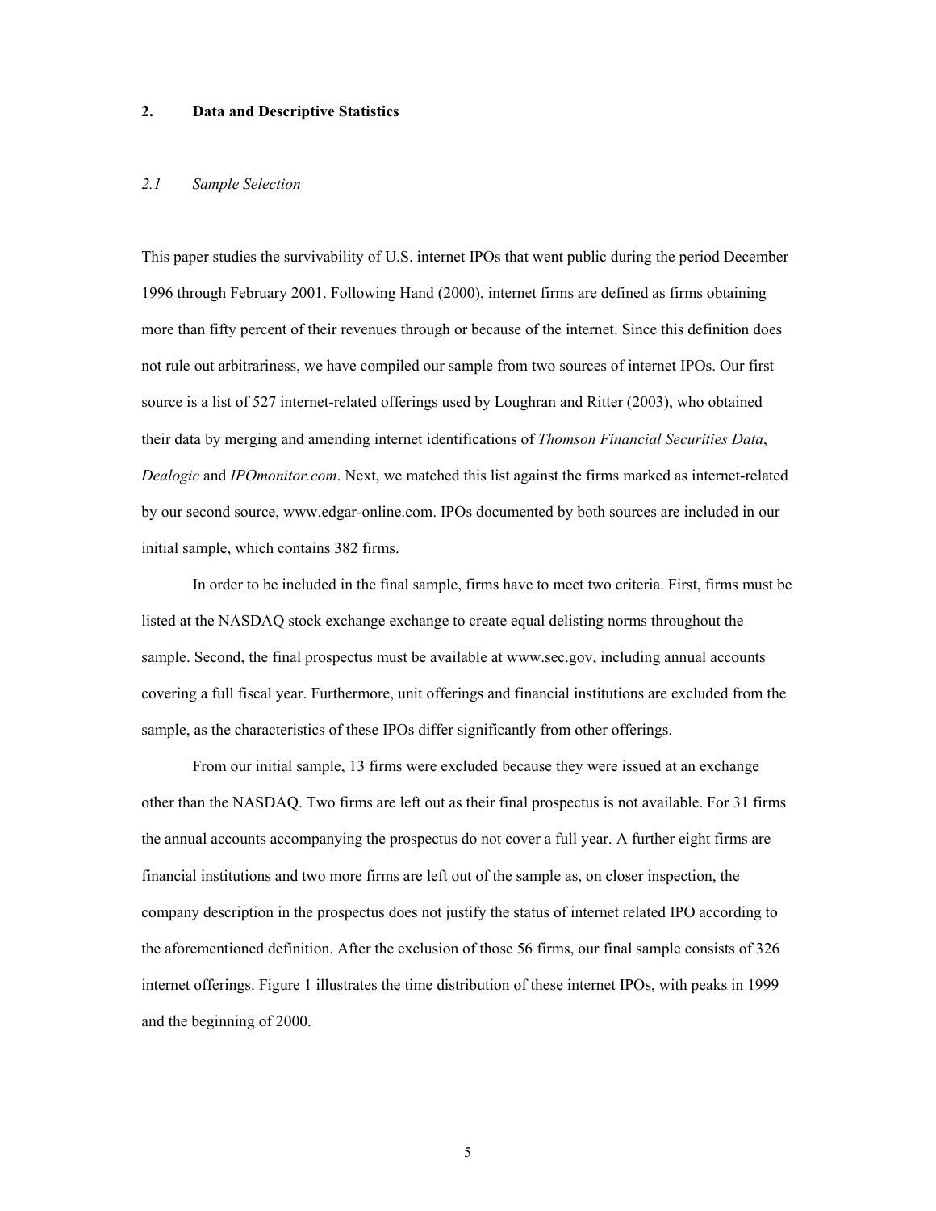## 2. Data and Descriptive Statistics

### *2.1 Sample Selection*

This paper studies the survivability of U.S. internet IPOs that went public during the period December 1996 through February 2001. Following Hand (2000), internet firms are defined as firms obtaining more than fifty percent of their revenues through or because of the internet. Since this definition does not rule out arbitrariness, we have compiled our sample from two sources of internet IPOs. Our first source is a list of 527 internet-related offerings used by Loughran and Ritter (2003), who obtained their data by merging and amending internet identifications of *Thomson Financial Securities Data*, *Dealogic* and *IPOmonitor.com*. Next, we matched this list against the firms marked as internet-related by our second source, www.edgar-online.com. IPOs documented by both sources are included in our initial sample, which contains 382 firms.

In order to be included in the final sample, firms have to meet two criteria. First, firms must be listed at the NASDAQ stock exchange exchange to create equal delisting norms throughout the sample. Second, the final prospectus must be available at www.sec.gov, including annual accounts covering a full fiscal year. Furthermore, unit offerings and financial institutions are excluded from the sample, as the characteristics of these IPOs differ significantly from other offerings.

From our initial sample, 13 firms were excluded because they were issued at an exchange other than the NASDAQ. Two firms are left out as their final prospectus is not available. For 31 firms the annual accounts accompanying the prospectus do not cover a full year. A further eight firms are financial institutions and two more firms are left out of the sample as, on closer inspection, the company description in the prospectus does not justify the status of internet related IPO according to the aforementioned definition. After the exclusion of those 56 firms, our final sample consists of 326 internet offerings. Figure 1 illustrates the time distribution of these internet IPOs, with peaks in 1999 and the beginning of 2000.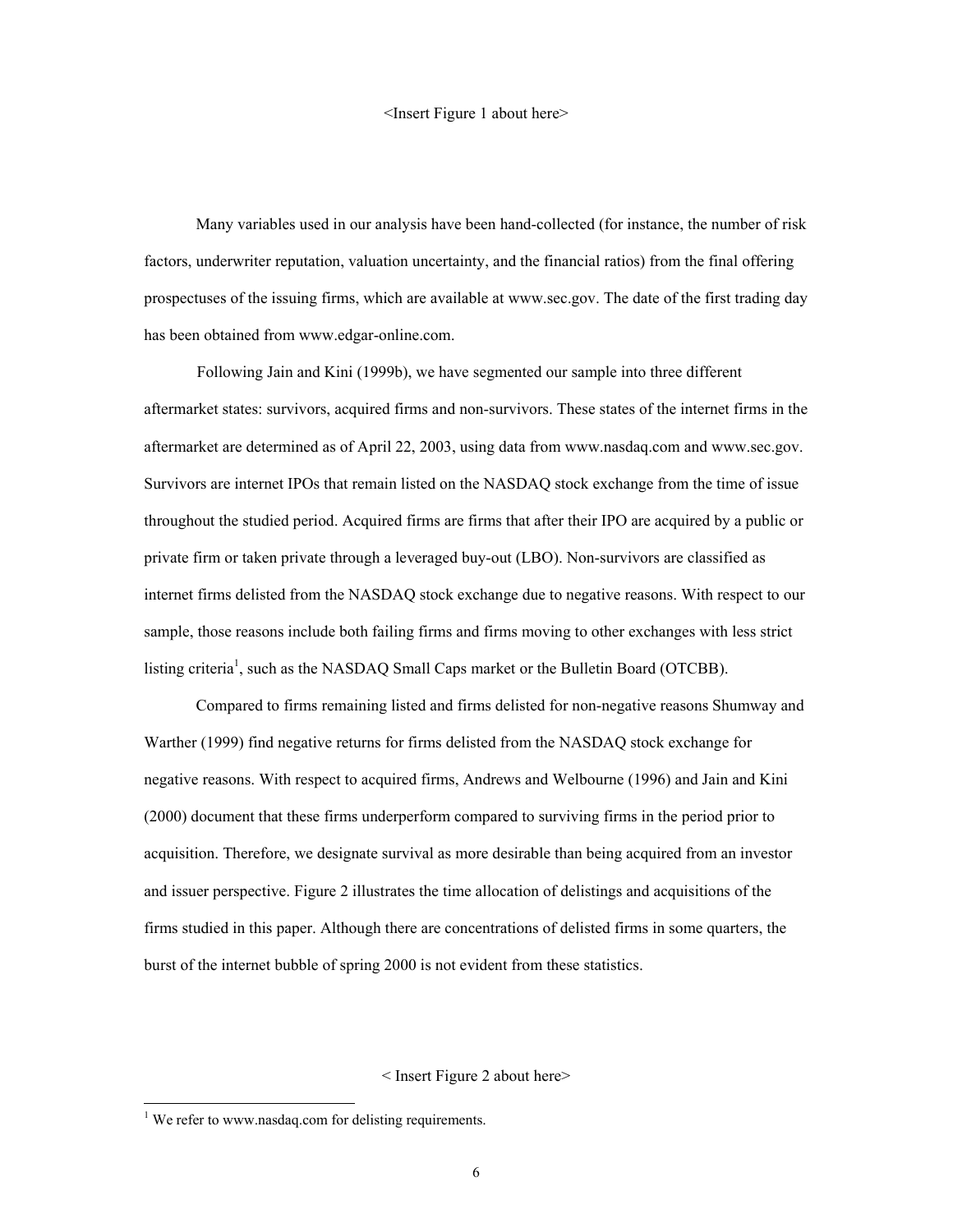<Insert Figure 1 about here>

Many variables used in our analysis have been hand-collected (for instance, the number of risk factors, underwriter reputation, valuation uncertainty, and the financial ratios) from the final offering prospectuses of the issuing firms, which are available at www.sec.gov. The date of the first trading day has been obtained from www.edgar-online.com.

Following Jain and Kini (1999b), we have segmented our sample into three different aftermarket states: survivors, acquired firms and non-survivors. These states of the internet firms in the aftermarket are determined as of April 22, 2003, using data from www.nasdaq.com and www.sec.gov. Survivors are internet IPOs that remain listed on the NASDAQ stock exchange from the time of issue throughout the studied period. Acquired firms are firms that after their IPO are acquired by a public or private firm or taken private through a leveraged buy-out (LBO). Non-survivors are classified as internet firms delisted from the NASDAQ stock exchange due to negative reasons. With respect to our sample, those reasons include both failing firms and firms moving to other exchanges with less strict listing criteria[1], such as the NASDAQ Small Caps market or the Bulletin Board (OTCBB).

Compared to firms remaining listed and firms delisted for non-negative reasons Shumway and Warther (1999) find negative returns for firms delisted from the NASDAQ stock exchange for negative reasons. With respect to acquired firms, Andrews and Welbourne (1996) and Jain and Kini (2000) document that these firms underperform compared to surviving firms in the period prior to acquisition. Therefore, we designate survival as more desirable than being acquired from an investor and issuer perspective. Figure 2 illustrates the time allocation of delistings and acquisitions of the firms studied in this paper. Although there are concentrations of delisted firms in some quarters, the burst of the internet bubble of spring 2000 is not evident from these statistics.

< Insert Figure 2 about here>

[1] We refer to www.nasdaq.com for delisting requirements.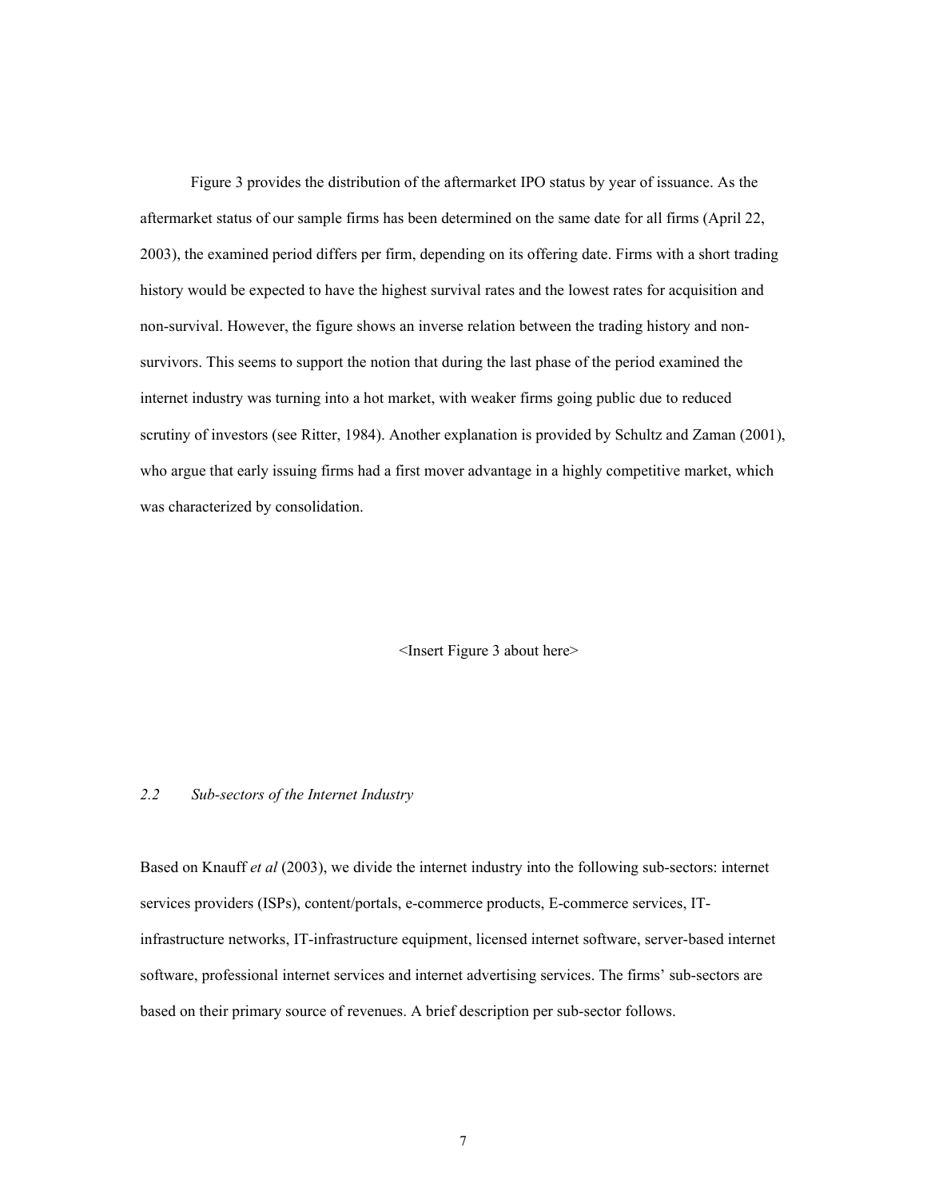Figure 3 provides the distribution of the aftermarket IPO status by year of issuance. As the aftermarket status of our sample firms has been determined on the same date for all firms (April 22, 2003), the examined period differs per firm, depending on its offering date. Firms with a short trading history would be expected to have the highest survival rates and the lowest rates for acquisition and non-survival. However, the figure shows an inverse relation between the trading history and non-survivors. This seems to support the notion that during the last phase of the period examined the internet industry was turning into a hot market, with weaker firms going public due to reduced scrutiny of investors (see Ritter, 1984). Another explanation is provided by Schultz and Zaman (2001), who argue that early issuing firms had a first mover advantage in a highly competitive market, which was characterized by consolidation.

<Insert Figure 3 about here>

### *2.2 Sub-sectors of the Internet Industry*

Based on Knauff *et al* (2003), we divide the internet industry into the following sub-sectors: internet services providers (ISPs), content/portals, e-commerce products, E-commerce services, IT-infrastructure networks, IT-infrastructure equipment, licensed internet software, server-based internet software, professional internet services and internet advertising services. The firms' sub-sectors are based on their primary source of revenues. A brief description per sub-sector follows.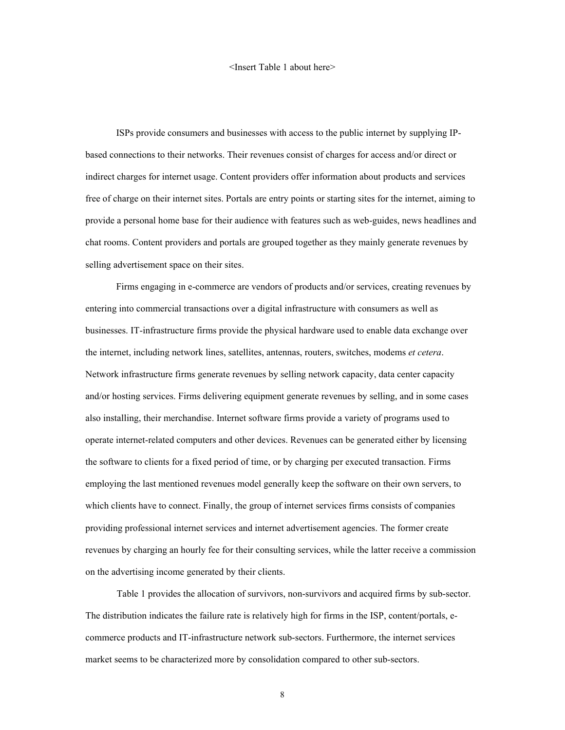<Insert Table 1 about here>

ISPs provide consumers and businesses with access to the public internet by supplying IP-based connections to their networks. Their revenues consist of charges for access and/or direct or indirect charges for internet usage. Content providers offer information about products and services free of charge on their internet sites. Portals are entry points or starting sites for the internet, aiming to provide a personal home base for their audience with features such as web-guides, news headlines and chat rooms. Content providers and portals are grouped together as they mainly generate revenues by selling advertisement space on their sites.

Firms engaging in e-commerce are vendors of products and/or services, creating revenues by entering into commercial transactions over a digital infrastructure with consumers as well as businesses. IT-infrastructure firms provide the physical hardware used to enable data exchange over the internet, including network lines, satellites, antennas, routers, switches, modems *et cetera*. Network infrastructure firms generate revenues by selling network capacity, data center capacity and/or hosting services. Firms delivering equipment generate revenues by selling, and in some cases also installing, their merchandise. Internet software firms provide a variety of programs used to operate internet-related computers and other devices. Revenues can be generated either by licensing the software to clients for a fixed period of time, or by charging per executed transaction. Firms employing the last mentioned revenues model generally keep the software on their own servers, to which clients have to connect. Finally, the group of internet services firms consists of companies providing professional internet services and internet advertisement agencies. The former create revenues by charging an hourly fee for their consulting services, while the latter receive a commission on the advertising income generated by their clients.

Table 1 provides the allocation of survivors, non-survivors and acquired firms by sub-sector. The distribution indicates the failure rate is relatively high for firms in the ISP, content/portals, e-commerce products and IT-infrastructure network sub-sectors. Furthermore, the internet services market seems to be characterized more by consolidation compared to other sub-sectors.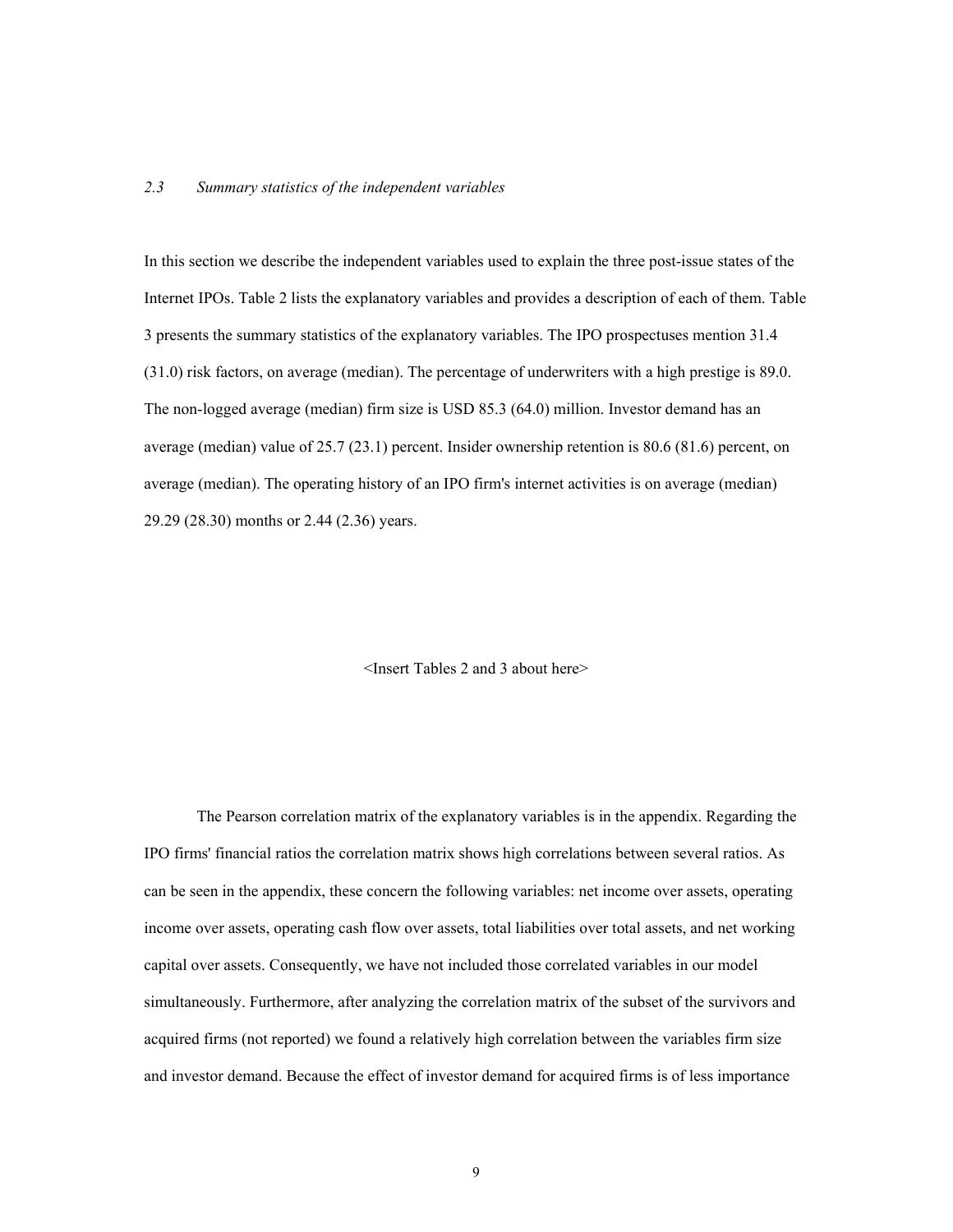### *2.3 Summary statistics of the independent variables*

In this section we describe the independent variables used to explain the three post-issue states of the Internet IPOs. Table 2 lists the explanatory variables and provides a description of each of them. Table 3 presents the summary statistics of the explanatory variables. The IPO prospectuses mention 31.4 (31.0) risk factors, on average (median). The percentage of underwriters with a high prestige is 89.0. The non-logged average (median) firm size is USD 85.3 (64.0) million. Investor demand has an average (median) value of 25.7 (23.1) percent. Insider ownership retention is 80.6 (81.6) percent, on average (median). The operating history of an IPO firm's internet activities is on average (median) 29.29 (28.30) months or 2.44 (2.36) years.

<Insert Tables 2 and 3 about here>

The Pearson correlation matrix of the explanatory variables is in the appendix. Regarding the IPO firms' financial ratios the correlation matrix shows high correlations between several ratios. As can be seen in the appendix, these concern the following variables: net income over assets, operating income over assets, operating cash flow over assets, total liabilities over total assets, and net working capital over assets. Consequently, we have not included those correlated variables in our model simultaneously. Furthermore, after analyzing the correlation matrix of the subset of the survivors and acquired firms (not reported) we found a relatively high correlation between the variables firm size and investor demand. Because the effect of investor demand for acquired firms is of less importance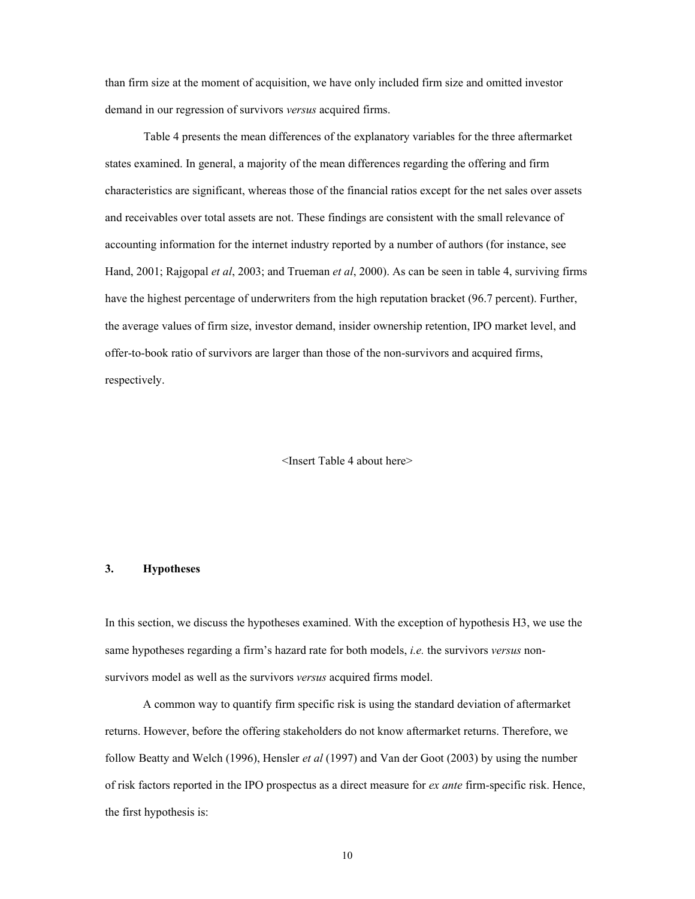than firm size at the moment of acquisition, we have only included firm size and omitted investor demand in our regression of survivors *versus* acquired firms.

Table 4 presents the mean differences of the explanatory variables for the three aftermarket states examined. In general, a majority of the mean differences regarding the offering and firm characteristics are significant, whereas those of the financial ratios except for the net sales over assets and receivables over total assets are not. These findings are consistent with the small relevance of accounting information for the internet industry reported by a number of authors (for instance, see Hand, 2001; Rajgopal *et al*, 2003; and Trueman *et al*, 2000). As can be seen in table 4, surviving firms have the highest percentage of underwriters from the high reputation bracket (96.7 percent). Further, the average values of firm size, investor demand, insider ownership retention, IPO market level, and offer-to-book ratio of survivors are larger than those of the non-survivors and acquired firms, respectively.

<Insert Table 4 about here>

## 3. Hypotheses

In this section, we discuss the hypotheses examined. With the exception of hypothesis H3, we use the same hypotheses regarding a firm's hazard rate for both models, *i.e.* the survivors *versus* non-survivors model as well as the survivors *versus* acquired firms model.

A common way to quantify firm specific risk is using the standard deviation of aftermarket returns. However, before the offering stakeholders do not know aftermarket returns. Therefore, we follow Beatty and Welch (1996), Hensler *et al* (1997) and Van der Goot (2003) by using the number of risk factors reported in the IPO prospectus as a direct measure for *ex ante* firm-specific risk. Hence, the first hypothesis is: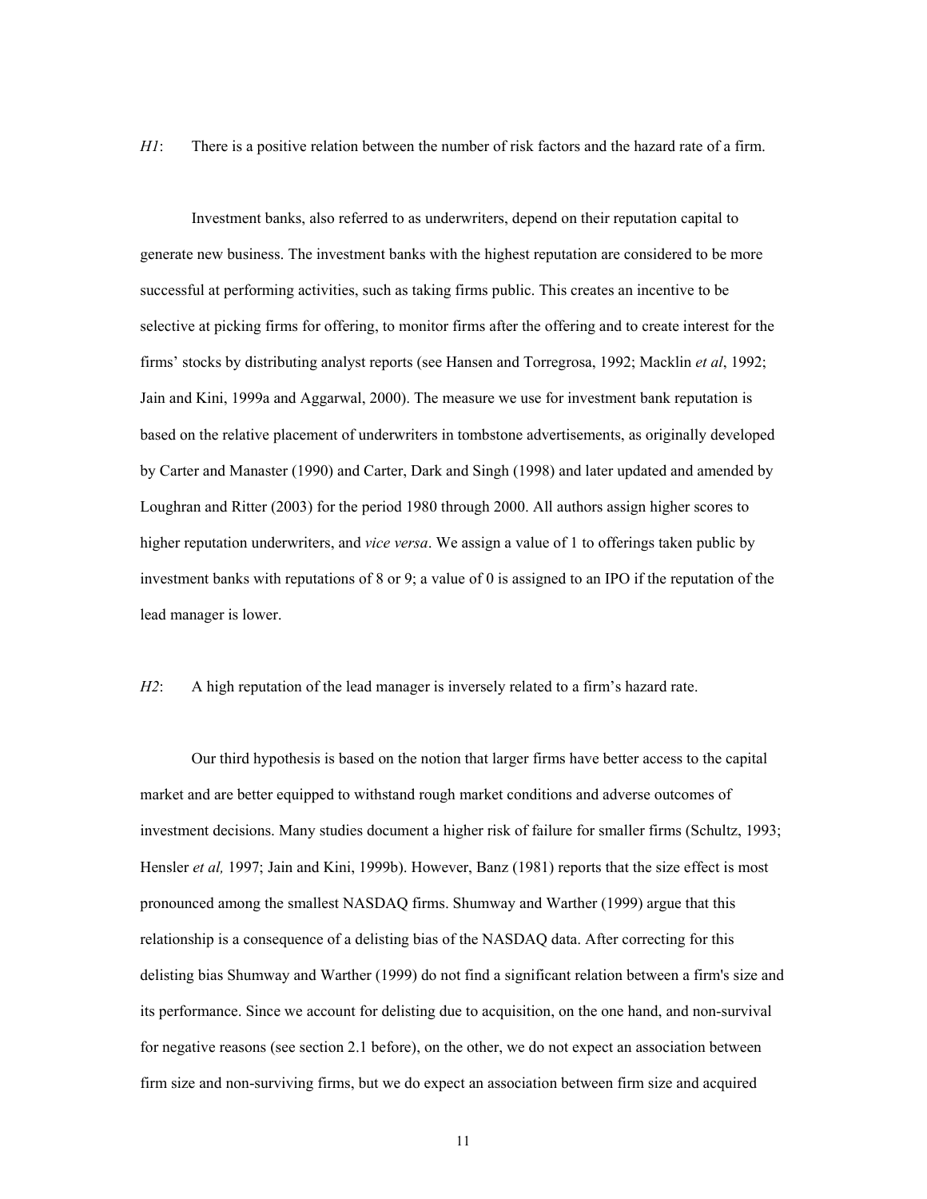*H1*: There is a positive relation between the number of risk factors and the hazard rate of a firm.

Investment banks, also referred to as underwriters, depend on their reputation capital to generate new business. The investment banks with the highest reputation are considered to be more successful at performing activities, such as taking firms public. This creates an incentive to be selective at picking firms for offering, to monitor firms after the offering and to create interest for the firms' stocks by distributing analyst reports (see Hansen and Torregrosa, 1992; Macklin *et al*, 1992; Jain and Kini, 1999a and Aggarwal, 2000). The measure we use for investment bank reputation is based on the relative placement of underwriters in tombstone advertisements, as originally developed by Carter and Manaster (1990) and Carter, Dark and Singh (1998) and later updated and amended by Loughran and Ritter (2003) for the period 1980 through 2000. All authors assign higher scores to higher reputation underwriters, and *vice versa*. We assign a value of 1 to offerings taken public by investment banks with reputations of 8 or 9; a value of 0 is assigned to an IPO if the reputation of the lead manager is lower.

*H2*: A high reputation of the lead manager is inversely related to a firm's hazard rate.

Our third hypothesis is based on the notion that larger firms have better access to the capital market and are better equipped to withstand rough market conditions and adverse outcomes of investment decisions. Many studies document a higher risk of failure for smaller firms (Schultz, 1993; Hensler *et al,* 1997; Jain and Kini, 1999b). However, Banz (1981) reports that the size effect is most pronounced among the smallest NASDAQ firms. Shumway and Warther (1999) argue that this relationship is a consequence of a delisting bias of the NASDAQ data. After correcting for this delisting bias Shumway and Warther (1999) do not find a significant relation between a firm's size and its performance. Since we account for delisting due to acquisition, on the one hand, and non-survival for negative reasons (see section 2.1 before), on the other, we do not expect an association between firm size and non-surviving firms, but we do expect an association between firm size and acquired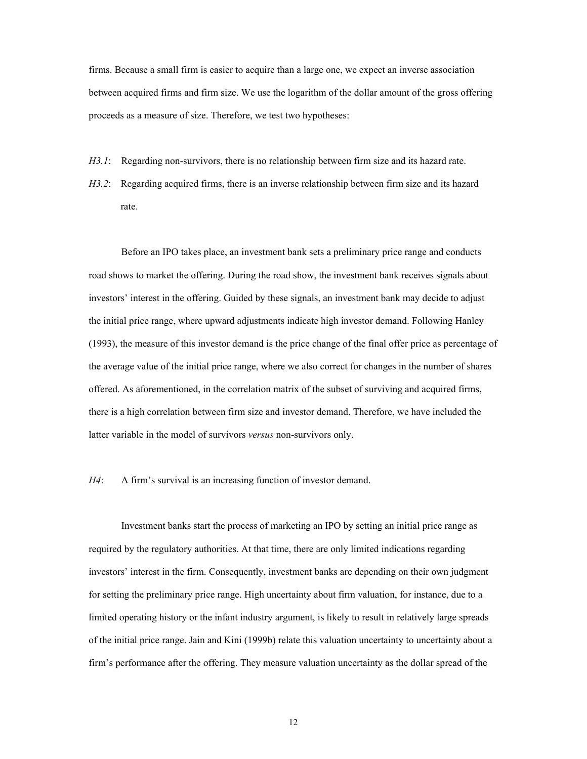firms. Because a small firm is easier to acquire than a large one, we expect an inverse association between acquired firms and firm size. We use the logarithm of the dollar amount of the gross offering proceeds as a measure of size. Therefore, we test two hypotheses:

*H3.1*: Regarding non-survivors, there is no relationship between firm size and its hazard rate.

*H3.2*: Regarding acquired firms, there is an inverse relationship between firm size and its hazard rate.

Before an IPO takes place, an investment bank sets a preliminary price range and conducts road shows to market the offering. During the road show, the investment bank receives signals about investors' interest in the offering. Guided by these signals, an investment bank may decide to adjust the initial price range, where upward adjustments indicate high investor demand. Following Hanley (1993), the measure of this investor demand is the price change of the final offer price as percentage of the average value of the initial price range, where we also correct for changes in the number of shares offered. As aforementioned, in the correlation matrix of the subset of surviving and acquired firms, there is a high correlation between firm size and investor demand. Therefore, we have included the latter variable in the model of survivors *versus* non-survivors only.

*H4*: A firm's survival is an increasing function of investor demand.

Investment banks start the process of marketing an IPO by setting an initial price range as required by the regulatory authorities. At that time, there are only limited indications regarding investors' interest in the firm. Consequently, investment banks are depending on their own judgment for setting the preliminary price range. High uncertainty about firm valuation, for instance, due to a limited operating history or the infant industry argument, is likely to result in relatively large spreads of the initial price range. Jain and Kini (1999b) relate this valuation uncertainty to uncertainty about a firm's performance after the offering. They measure valuation uncertainty as the dollar spread of the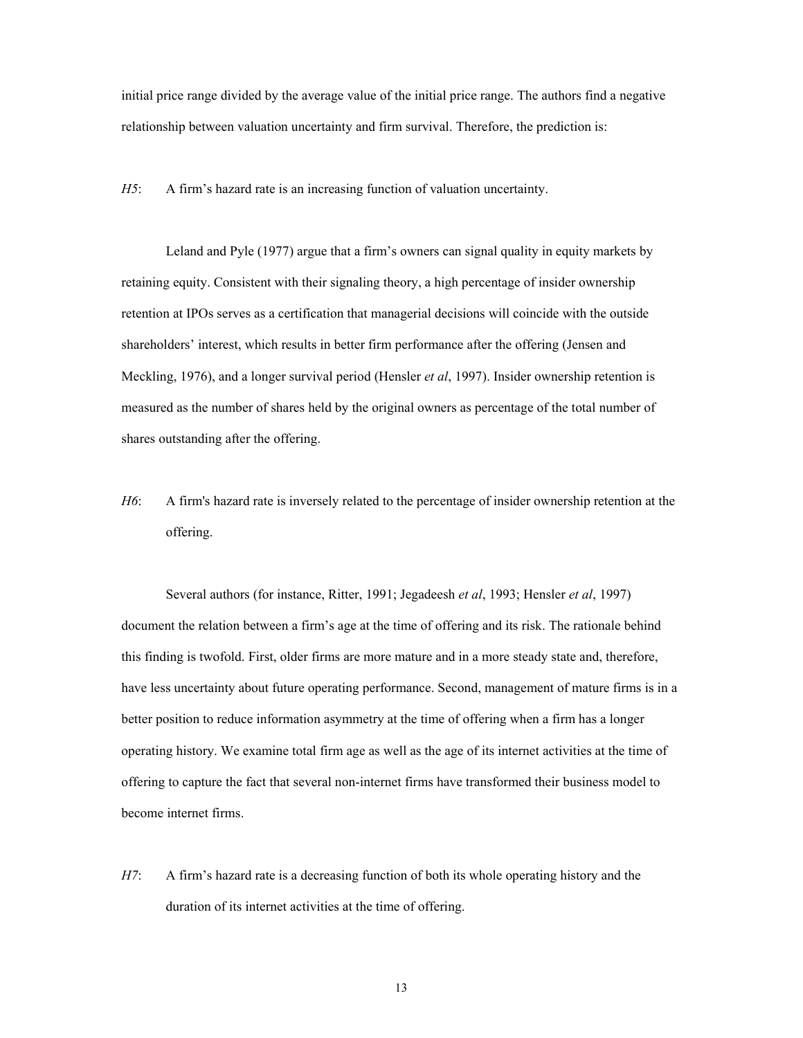initial price range divided by the average value of the initial price range. The authors find a negative relationship between valuation uncertainty and firm survival. Therefore, the prediction is:

*H5*: A firm's hazard rate is an increasing function of valuation uncertainty.

Leland and Pyle (1977) argue that a firm's owners can signal quality in equity markets by retaining equity. Consistent with their signaling theory, a high percentage of insider ownership retention at IPOs serves as a certification that managerial decisions will coincide with the outside shareholders' interest, which results in better firm performance after the offering (Jensen and Meckling, 1976), and a longer survival period (Hensler *et al*, 1997). Insider ownership retention is measured as the number of shares held by the original owners as percentage of the total number of shares outstanding after the offering.

*H6*: A firm's hazard rate is inversely related to the percentage of insider ownership retention at the offering.

Several authors (for instance, Ritter, 1991; Jegadeesh *et al*, 1993; Hensler *et al*, 1997) document the relation between a firm's age at the time of offering and its risk. The rationale behind this finding is twofold. First, older firms are more mature and in a more steady state and, therefore, have less uncertainty about future operating performance. Second, management of mature firms is in a better position to reduce information asymmetry at the time of offering when a firm has a longer operating history. We examine total firm age as well as the age of its internet activities at the time of offering to capture the fact that several non-internet firms have transformed their business model to become internet firms.

*H7*: A firm's hazard rate is a decreasing function of both its whole operating history and the duration of its internet activities at the time of offering.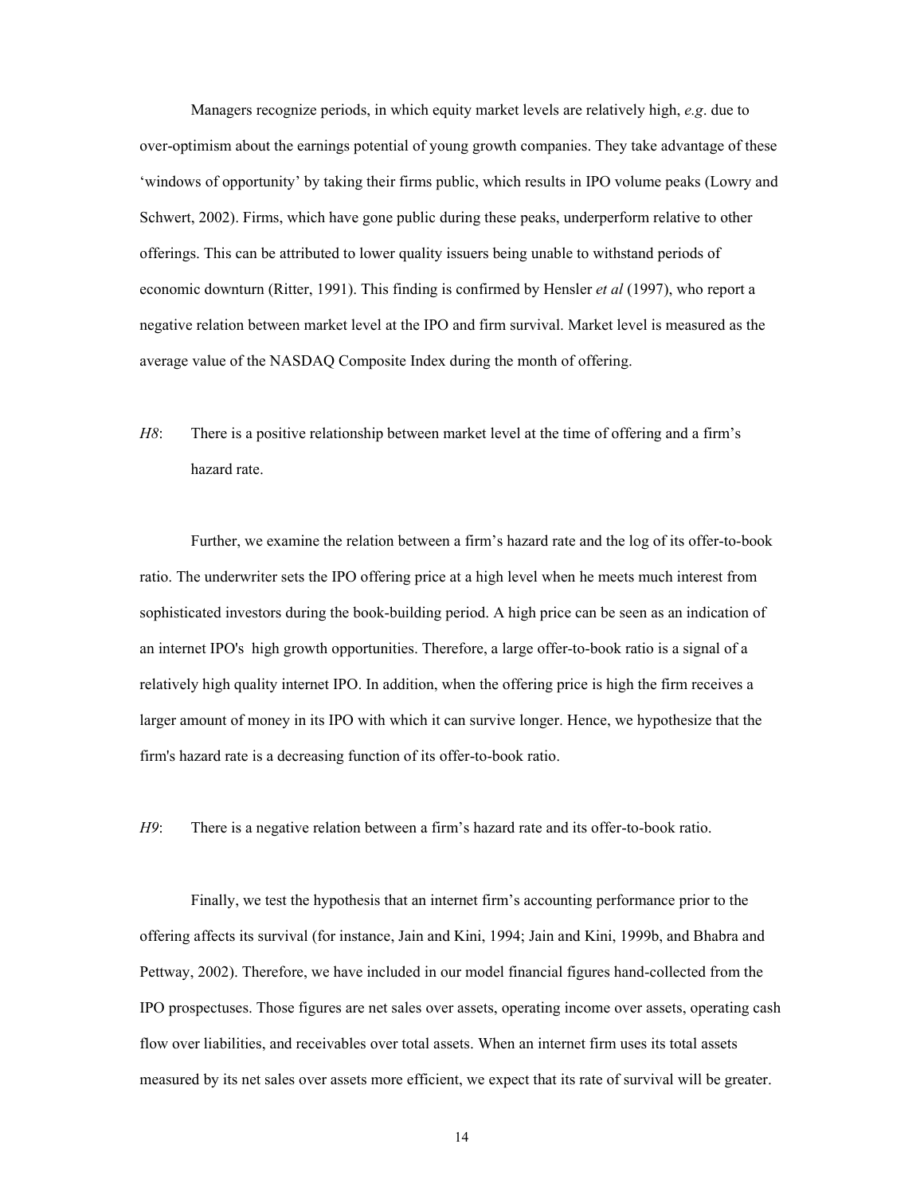Managers recognize periods, in which equity market levels are relatively high, *e.g*. due to over-optimism about the earnings potential of young growth companies. They take advantage of these 'windows of opportunity' by taking their firms public, which results in IPO volume peaks (Lowry and Schwert, 2002). Firms, which have gone public during these peaks, underperform relative to other offerings. This can be attributed to lower quality issuers being unable to withstand periods of economic downturn (Ritter, 1991). This finding is confirmed by Hensler *et al* (1997), who report a negative relation between market level at the IPO and firm survival. Market level is measured as the average value of the NASDAQ Composite Index during the month of offering.

*H8*: There is a positive relationship between market level at the time of offering and a firm's hazard rate.

Further, we examine the relation between a firm's hazard rate and the log of its offer-to-book ratio. The underwriter sets the IPO offering price at a high level when he meets much interest from sophisticated investors during the book-building period. A high price can be seen as an indication of an internet IPO's high growth opportunities. Therefore, a large offer-to-book ratio is a signal of a relatively high quality internet IPO. In addition, when the offering price is high the firm receives a larger amount of money in its IPO with which it can survive longer. Hence, we hypothesize that the firm's hazard rate is a decreasing function of its offer-to-book ratio.

*H9*: There is a negative relation between a firm's hazard rate and its offer-to-book ratio.

Finally, we test the hypothesis that an internet firm's accounting performance prior to the offering affects its survival (for instance, Jain and Kini, 1994; Jain and Kini, 1999b, and Bhabra and Pettway, 2002). Therefore, we have included in our model financial figures hand-collected from the IPO prospectuses. Those figures are net sales over assets, operating income over assets, operating cash flow over liabilities, and receivables over total assets. When an internet firm uses its total assets measured by its net sales over assets more efficient, we expect that its rate of survival will be greater.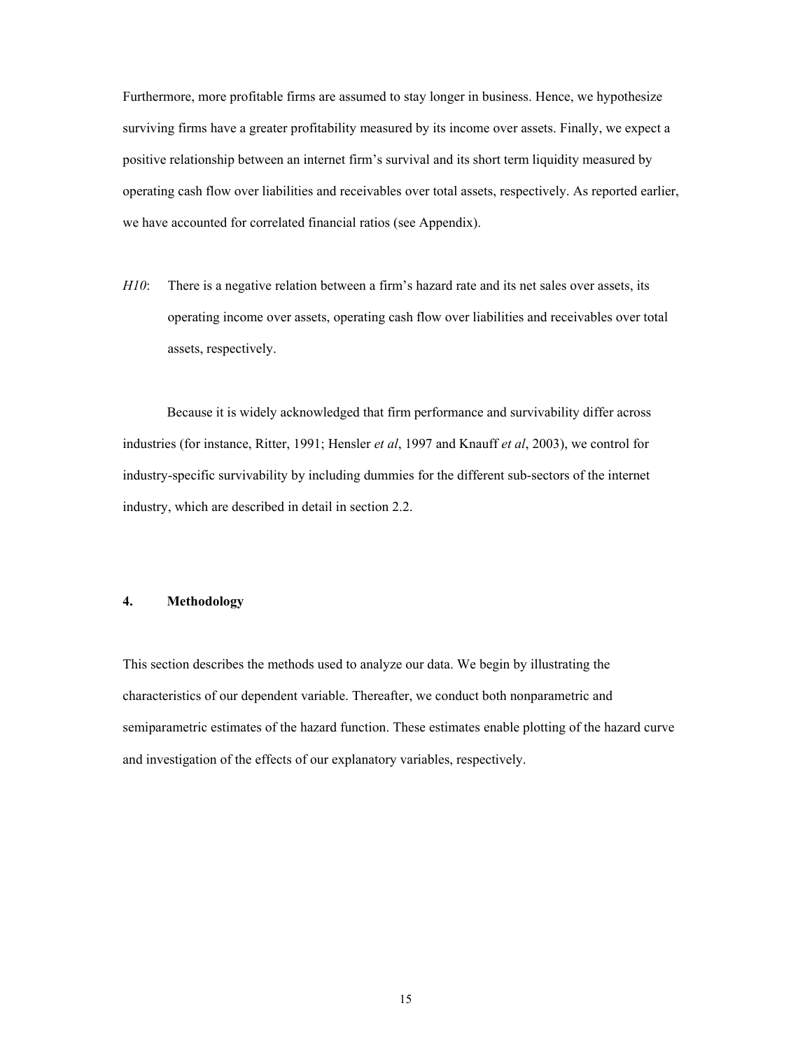Furthermore, more profitable firms are assumed to stay longer in business. Hence, we hypothesize surviving firms have a greater profitability measured by its income over assets. Finally, we expect a positive relationship between an internet firm's survival and its short term liquidity measured by operating cash flow over liabilities and receivables over total assets, respectively. As reported earlier, we have accounted for correlated financial ratios (see Appendix).

*H10*: There is a negative relation between a firm's hazard rate and its net sales over assets, its operating income over assets, operating cash flow over liabilities and receivables over total assets, respectively.

Because it is widely acknowledged that firm performance and survivability differ across industries (for instance, Ritter, 1991; Hensler *et al*, 1997 and Knauff *et al*, 2003), we control for industry-specific survivability by including dummies for the different sub-sectors of the internet industry, which are described in detail in section 2.2.

## 4. Methodology

This section describes the methods used to analyze our data. We begin by illustrating the characteristics of our dependent variable. Thereafter, we conduct both nonparametric and semiparametric estimates of the hazard function. These estimates enable plotting of the hazard curve and investigation of the effects of our explanatory variables, respectively.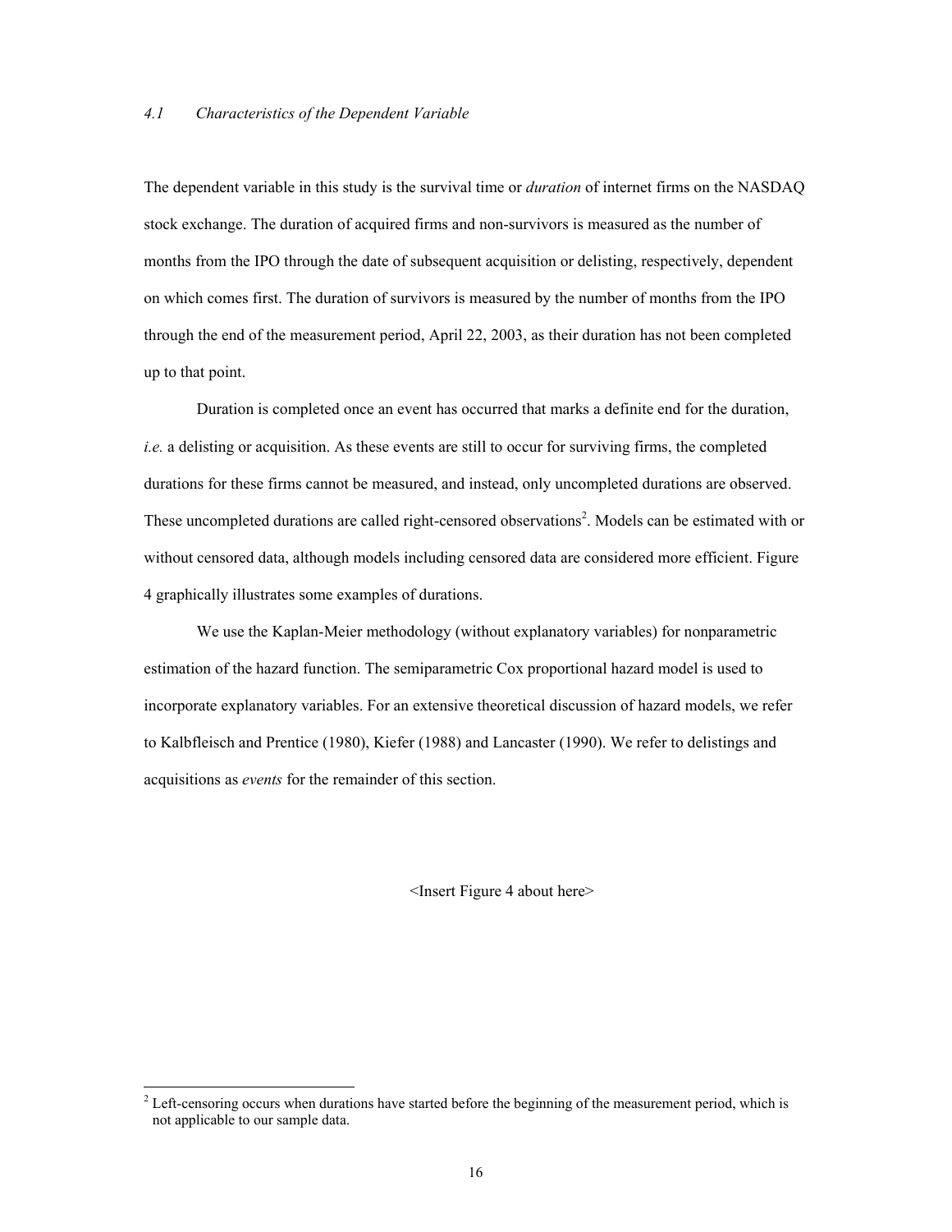### *4.1 Characteristics of the Dependent Variable*

The dependent variable in this study is the survival time or *duration* of internet firms on the NASDAQ stock exchange. The duration of acquired firms and non-survivors is measured as the number of months from the IPO through the date of subsequent acquisition or delisting, respectively, dependent on which comes first. The duration of survivors is measured by the number of months from the IPO through the end of the measurement period, April 22, 2003, as their duration has not been completed up to that point.

Duration is completed once an event has occurred that marks a definite end for the duration, *i.e.* a delisting or acquisition. As these events are still to occur for surviving firms, the completed durations for these firms cannot be measured, and instead, only uncompleted durations are observed. These uncompleted durations are called right-censored observations[2]. Models can be estimated with or without censored data, although models including censored data are considered more efficient. Figure 4 graphically illustrates some examples of durations.

We use the Kaplan-Meier methodology (without explanatory variables) for nonparametric estimation of the hazard function. The semiparametric Cox proportional hazard model is used to incorporate explanatory variables. For an extensive theoretical discussion of hazard models, we refer to Kalbfleisch and Prentice (1980), Kiefer (1988) and Lancaster (1990). We refer to delistings and acquisitions as *events* for the remainder of this section.

<Insert Figure 4 about here>

[2] Left-censoring occurs when durations have started before the beginning of the measurement period, which is not applicable to our sample data.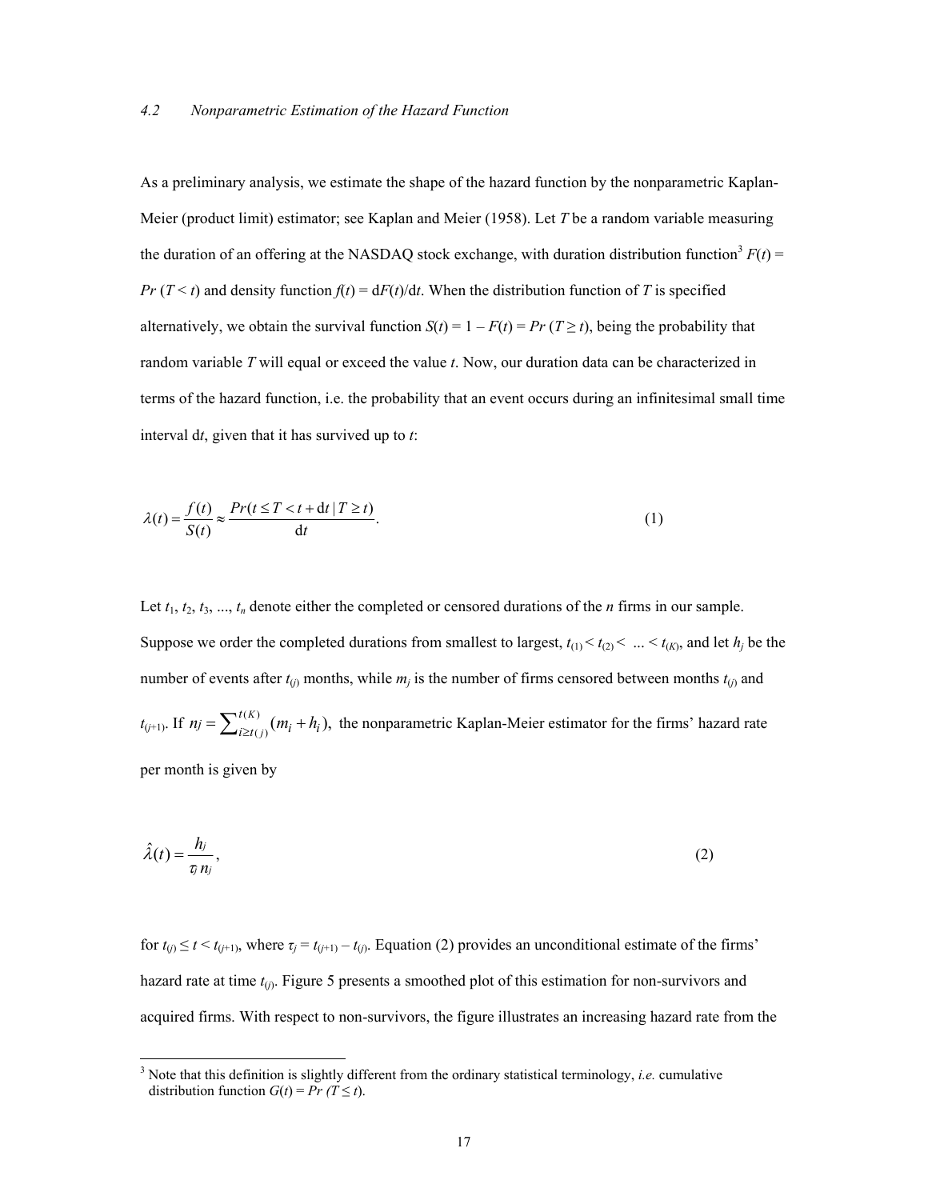### 4.2 Nonparametric Estimation of the Hazard Function

As a preliminary analysis, we estimate the shape of the hazard function by the nonparametric Kaplan-Meier (product limit) estimator; see Kaplan and Meier (1958). Let $T$ be a random variable measuring the duration of an offering at the NASDAQ stock exchange, with duration distribution function[3] $F(t) = Pr\,(T < t)$ and density function $f(t) = \mathrm{d}F(t)/\mathrm{d}t$. When the distribution function of $T$ is specified alternatively, we obtain the survival function $S(t) = 1 - F(t) = Pr\,(T \geq t)$, being the probability that random variable $T$ will equal or exceed the value $t$. Now, our duration data can be characterized in terms of the hazard function, i.e. the probability that an event occurs during an infinitesimal small time interval $\mathrm{d}t$, given that it has survived up to $t$:

$$\lambda(t) = \frac{f(t)}{S(t)} \approx \frac{Pr(t \leq T < t + \mathrm{d}t \,|\, T \geq t)}{\mathrm{d}t}. \tag{1}$$

Let $t_1, t_2, t_3, \ldots, t_n$ denote either the completed or censored durations of the $n$ firms in our sample. Suppose we order the completed durations from smallest to largest, $t_{(1)} < t_{(2)} < \ldots < t_{(K)}$, and let $h_j$ be the number of events after $t_{(j)}$ months, while $m_j$ is the number of firms censored between months $t_{(j)}$ and $t_{(j+1)}$. If $nj = \sum_{i \geq t(j)}^{t(K)} (m_i + h_i),$ the nonparametric Kaplan-Meier estimator for the firms' hazard rate per month is given by

$$\hat{\lambda}(t) = \frac{h_j}{\tau_j \, n_j}, \tag{2}$$

for $t_{(j)} \leq t < t_{(j+1)}$, where $\tau_j = t_{(j+1)} - t_{(j)}$. Equation (2) provides an unconditional estimate of the firms' hazard rate at time $t_{(j)}$. Figure 5 presents a smoothed plot of this estimation for non-survivors and acquired firms. With respect to non-survivors, the figure illustrates an increasing hazard rate from the

[3] Note that this definition is slightly different from the ordinary statistical terminology, *i.e.* cumulative distribution function $G(t) = Pr\ (T \leq t)$.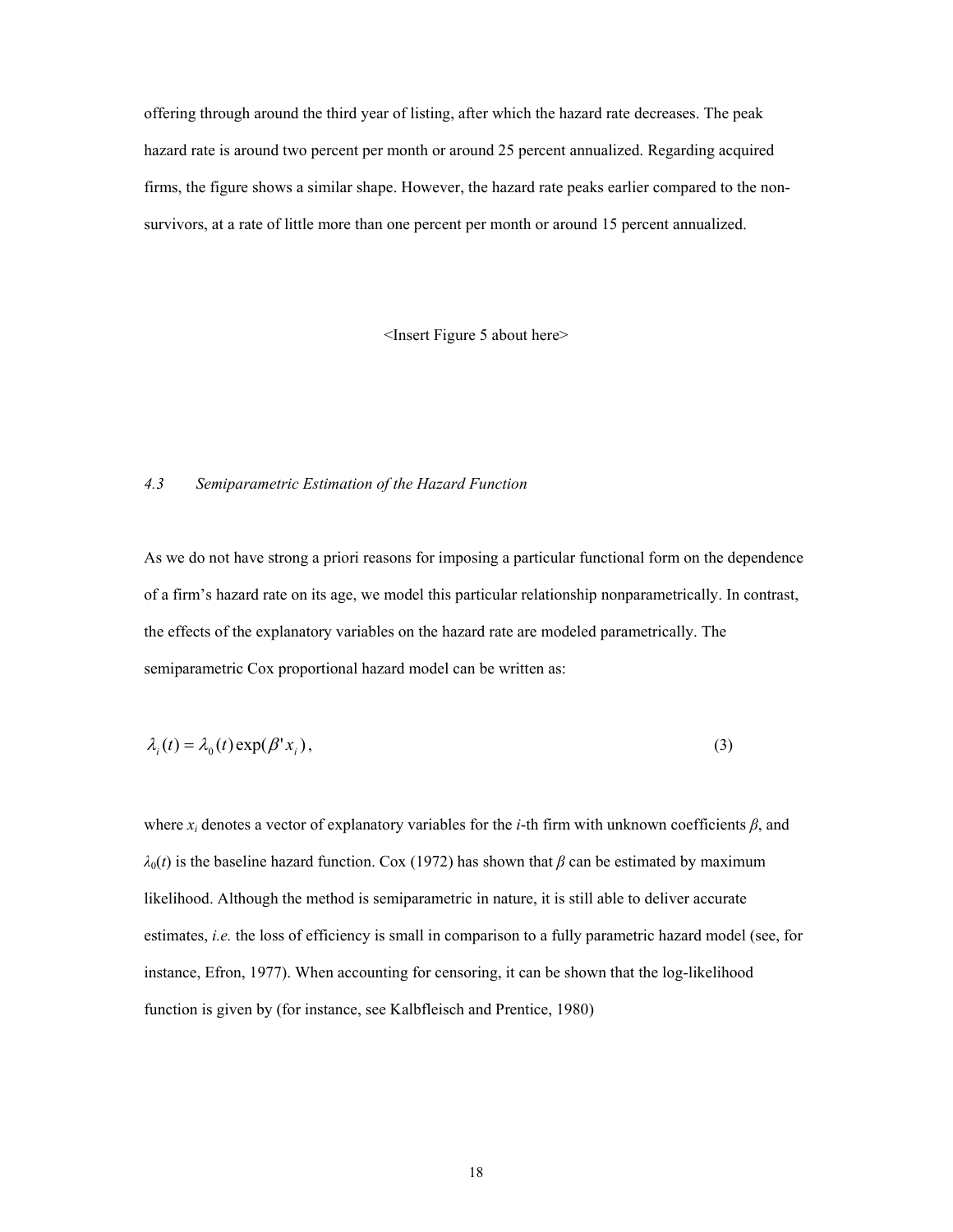offering through around the third year of listing, after which the hazard rate decreases. The peak hazard rate is around two percent per month or around 25 percent annualized. Regarding acquired firms, the figure shows a similar shape. However, the hazard rate peaks earlier compared to the non-survivors, at a rate of little more than one percent per month or around 15 percent annualized.

<Insert Figure 5 about here>

### *4.3 Semiparametric Estimation of the Hazard Function*

As we do not have strong a priori reasons for imposing a particular functional form on the dependence of a firm's hazard rate on its age, we model this particular relationship nonparametrically. In contrast, the effects of the explanatory variables on the hazard rate are modeled parametrically. The semiparametric Cox proportional hazard model can be written as:

$$\lambda_i(t) = \lambda_0(t)\exp(\beta' x_i), \tag{3}$$

where $x_i$ denotes a vector of explanatory variables for the $i$-th firm with unknown coefficients $\beta$, and $\lambda_0(t)$ is the baseline hazard function. Cox (1972) has shown that $\beta$ can be estimated by maximum likelihood. Although the method is semiparametric in nature, it is still able to deliver accurate estimates, *i.e.* the loss of efficiency is small in comparison to a fully parametric hazard model (see, for instance, Efron, 1977). When accounting for censoring, it can be shown that the log-likelihood function is given by (for instance, see Kalbfleisch and Prentice, 1980)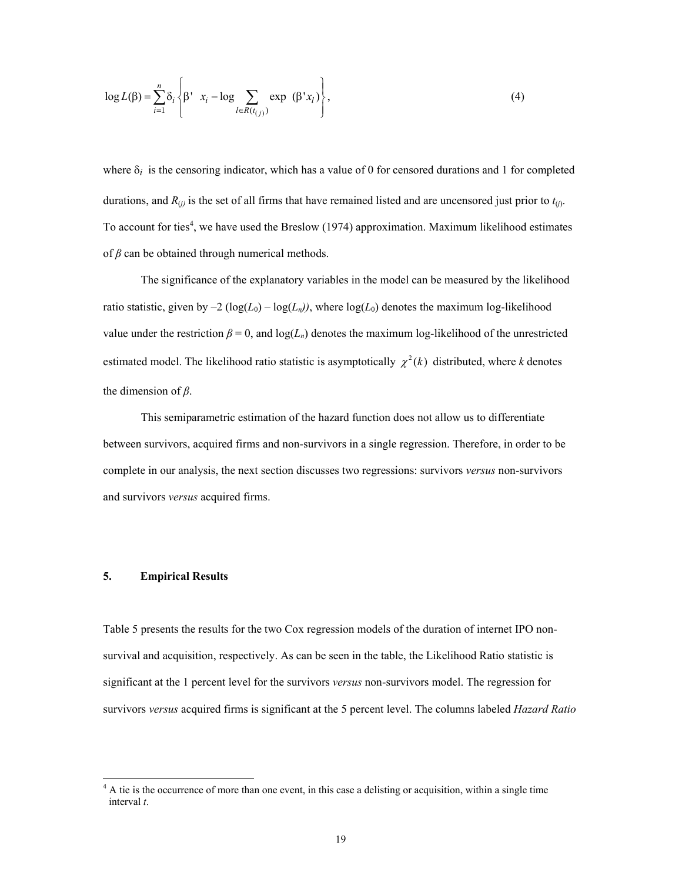$$\log L(\beta) = \sum_{i=1}^{n} \delta_i \left\{ \beta' \ x_i - \log \sum_{l \in R(t_{(j)})} \exp \ (\beta' x_l) \right\}, \tag{4}$$

where $\delta_i$ is the censoring indicator, which has a value of 0 for censored durations and 1 for completed durations, and $R_{(j)}$ is the set of all firms that have remained listed and are uncensored just prior to $t_{(j)}$. To account for ties[4], we have used the Breslow (1974) approximation. Maximum likelihood estimates of $\beta$ can be obtained through numerical methods.

The significance of the explanatory variables in the model can be measured by the likelihood ratio statistic, given by $-2\ (\log(L_0) - \log(L_n))$, where $\log(L_0)$ denotes the maximum log-likelihood value under the restriction $\beta = 0$, and $\log(L_n)$ denotes the maximum log-likelihood of the unrestricted estimated model. The likelihood ratio statistic is asymptotically $\chi^2(k)$ distributed, where $k$ denotes the dimension of $\beta$.

This semiparametric estimation of the hazard function does not allow us to differentiate between survivors, acquired firms and non-survivors in a single regression. Therefore, in order to be complete in our analysis, the next section discusses two regressions: survivors *versus* non-survivors and survivors *versus* acquired firms.

## 5. Empirical Results

Table 5 presents the results for the two Cox regression models of the duration of internet IPO non-survival and acquisition, respectively. As can be seen in the table, the Likelihood Ratio statistic is significant at the 1 percent level for the survivors *versus* non-survivors model. The regression for survivors *versus* acquired firms is significant at the 5 percent level. The columns labeled *Hazard Ratio*

[4] A tie is the occurrence of more than one event, in this case a delisting or acquisition, within a single time interval *t*.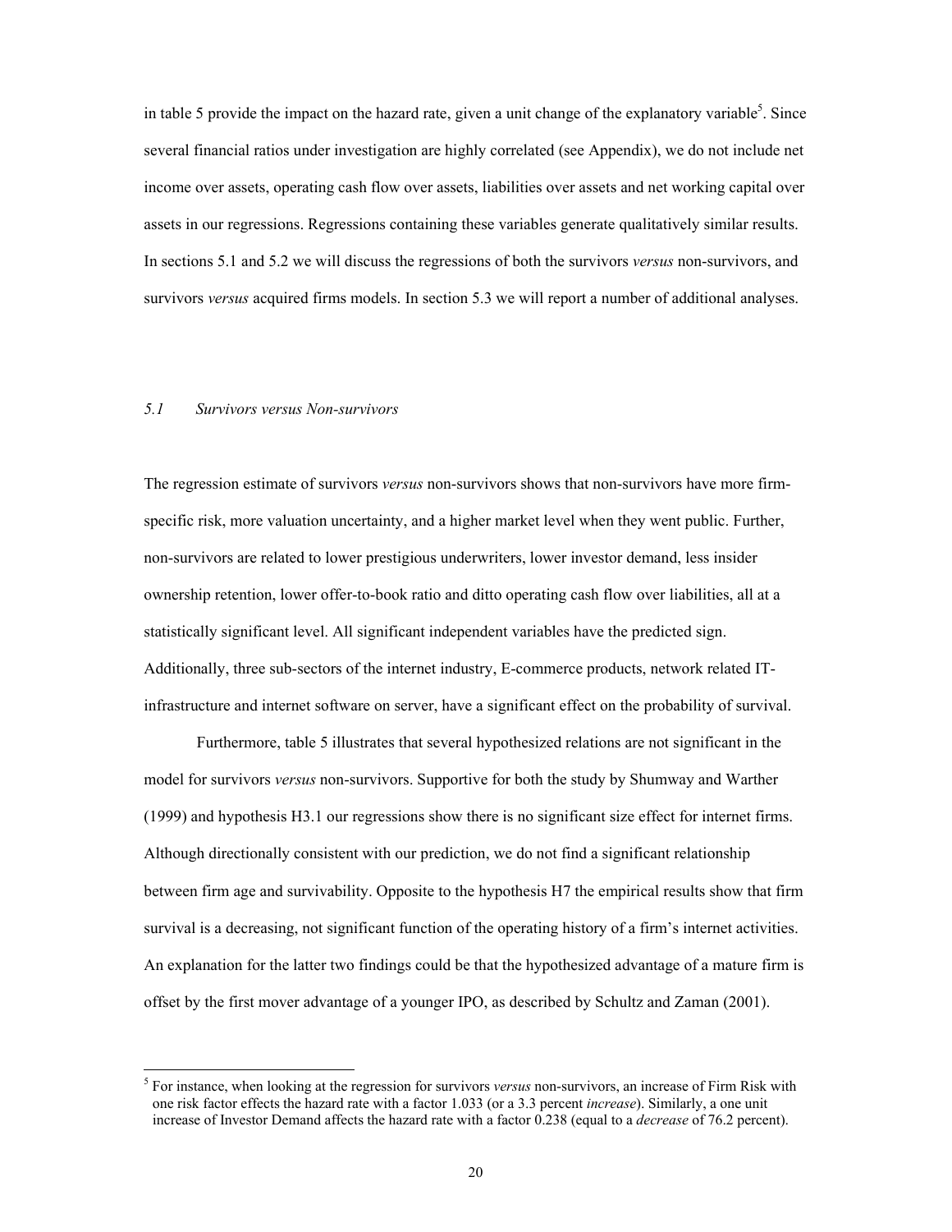in table 5 provide the impact on the hazard rate, given a unit change of the explanatory variable[5]. Since several financial ratios under investigation are highly correlated (see Appendix), we do not include net income over assets, operating cash flow over assets, liabilities over assets and net working capital over assets in our regressions. Regressions containing these variables generate qualitatively similar results. In sections 5.1 and 5.2 we will discuss the regressions of both the survivors *versus* non-survivors, and survivors *versus* acquired firms models. In section 5.3 we will report a number of additional analyses.

### *5.1 Survivors versus Non-survivors*

The regression estimate of survivors *versus* non-survivors shows that non-survivors have more firm-specific risk, more valuation uncertainty, and a higher market level when they went public. Further, non-survivors are related to lower prestigious underwriters, lower investor demand, less insider ownership retention, lower offer-to-book ratio and ditto operating cash flow over liabilities, all at a statistically significant level. All significant independent variables have the predicted sign. Additionally, three sub-sectors of the internet industry, E-commerce products, network related IT-infrastructure and internet software on server, have a significant effect on the probability of survival.

Furthermore, table 5 illustrates that several hypothesized relations are not significant in the model for survivors *versus* non-survivors. Supportive for both the study by Shumway and Warther (1999) and hypothesis H3.1 our regressions show there is no significant size effect for internet firms. Although directionally consistent with our prediction, we do not find a significant relationship between firm age and survivability. Opposite to the hypothesis H7 the empirical results show that firm survival is a decreasing, not significant function of the operating history of a firm's internet activities. An explanation for the latter two findings could be that the hypothesized advantage of a mature firm is offset by the first mover advantage of a younger IPO, as described by Schultz and Zaman (2001).

---

[5] For instance, when looking at the regression for survivors *versus* non-survivors, an increase of Firm Risk with one risk factor effects the hazard rate with a factor 1.033 (or a 3.3 percent *increase*). Similarly, a one unit increase of Investor Demand affects the hazard rate with a factor 0.238 (equal to a *decrease* of 76.2 percent).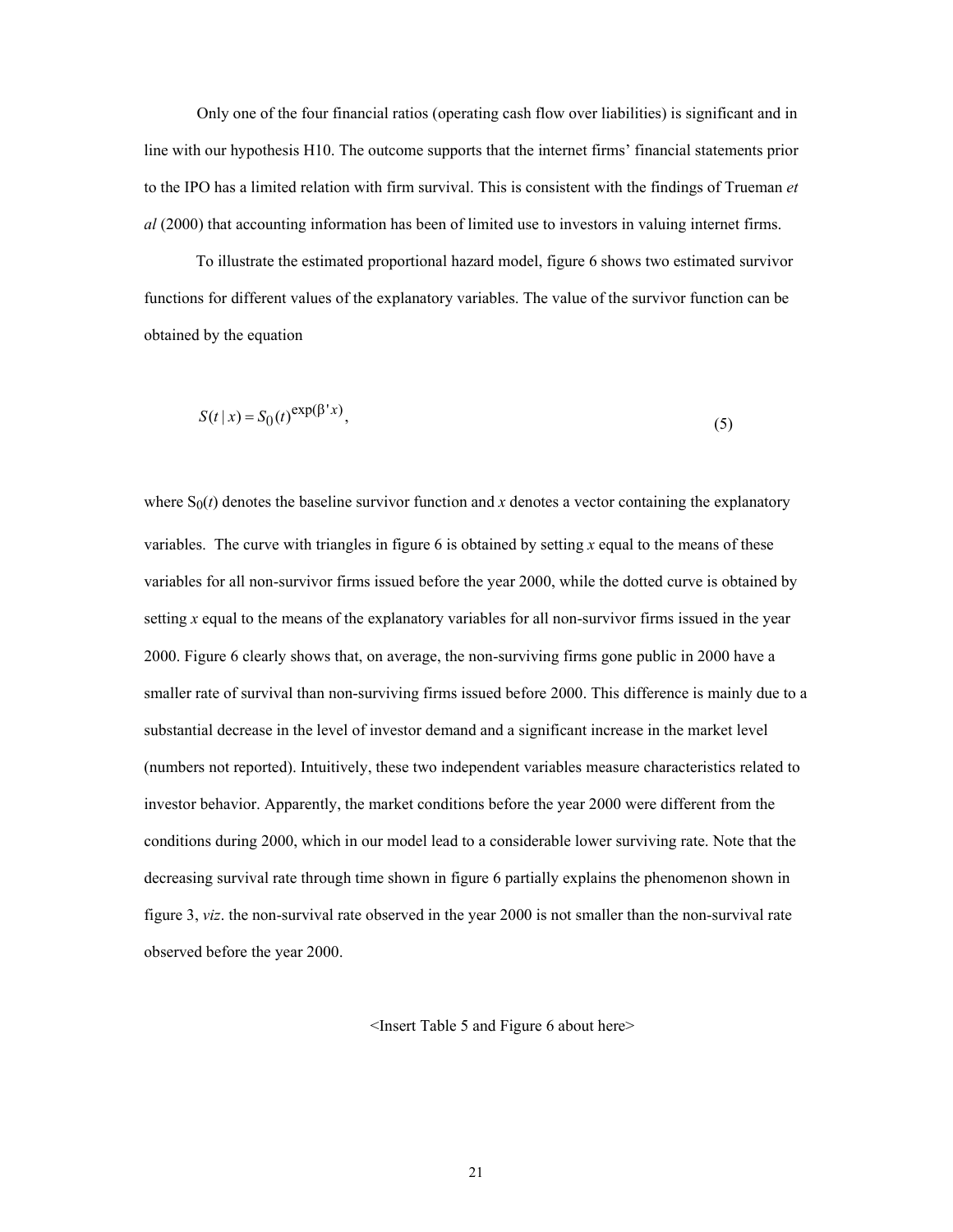Only one of the four financial ratios (operating cash flow over liabilities) is significant and in line with our hypothesis H10. The outcome supports that the internet firms' financial statements prior to the IPO has a limited relation with firm survival. This is consistent with the findings of Trueman *et al* (2000) that accounting information has been of limited use to investors in valuing internet firms.

To illustrate the estimated proportional hazard model, figure 6 shows two estimated survivor functions for different values of the explanatory variables. The value of the survivor function can be obtained by the equation

$$S(t \mid x) = S_0(t)^{\exp(\beta' x)}, \tag{5}$$

where $S_0(t)$ denotes the baseline survivor function and $x$ denotes a vector containing the explanatory variables. The curve with triangles in figure 6 is obtained by setting $x$ equal to the means of these variables for all non-survivor firms issued before the year 2000, while the dotted curve is obtained by setting $x$ equal to the means of the explanatory variables for all non-survivor firms issued in the year 2000. Figure 6 clearly shows that, on average, the non-surviving firms gone public in 2000 have a smaller rate of survival than non-surviving firms issued before 2000. This difference is mainly due to a substantial decrease in the level of investor demand and a significant increase in the market level (numbers not reported). Intuitively, these two independent variables measure characteristics related to investor behavior. Apparently, the market conditions before the year 2000 were different from the conditions during 2000, which in our model lead to a considerable lower surviving rate. Note that the decreasing survival rate through time shown in figure 6 partially explains the phenomenon shown in figure 3, *viz*. the non-survival rate observed in the year 2000 is not smaller than the non-survival rate observed before the year 2000.

<Insert Table 5 and Figure 6 about here>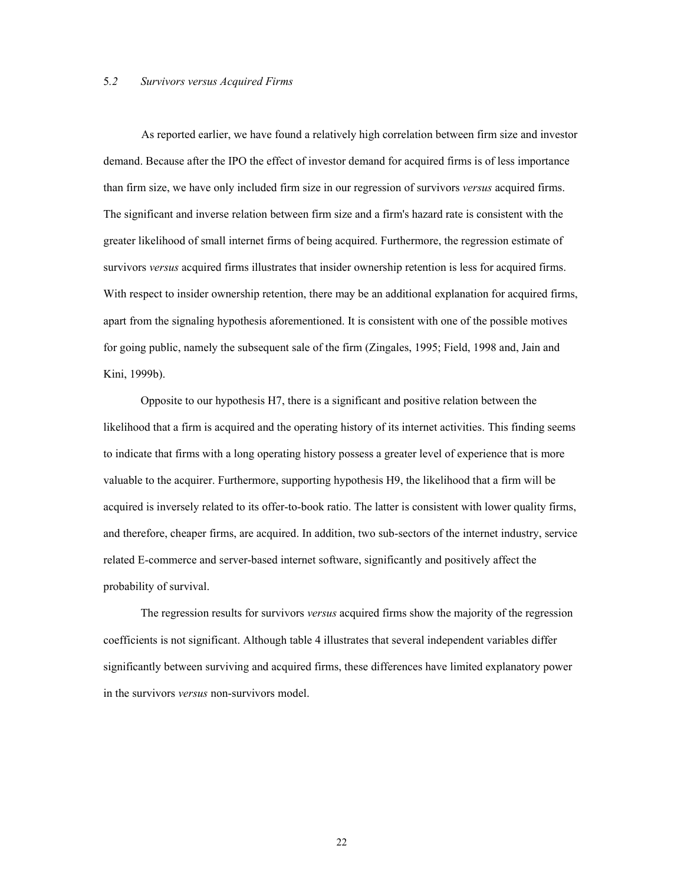### 5.2 *Survivors versus Acquired Firms*

As reported earlier, we have found a relatively high correlation between firm size and investor demand. Because after the IPO the effect of investor demand for acquired firms is of less importance than firm size, we have only included firm size in our regression of survivors *versus* acquired firms. The significant and inverse relation between firm size and a firm's hazard rate is consistent with the greater likelihood of small internet firms of being acquired. Furthermore, the regression estimate of survivors *versus* acquired firms illustrates that insider ownership retention is less for acquired firms. With respect to insider ownership retention, there may be an additional explanation for acquired firms, apart from the signaling hypothesis aforementioned. It is consistent with one of the possible motives for going public, namely the subsequent sale of the firm (Zingales, 1995; Field, 1998 and, Jain and Kini, 1999b).

Opposite to our hypothesis H7, there is a significant and positive relation between the likelihood that a firm is acquired and the operating history of its internet activities. This finding seems to indicate that firms with a long operating history possess a greater level of experience that is more valuable to the acquirer. Furthermore, supporting hypothesis H9, the likelihood that a firm will be acquired is inversely related to its offer-to-book ratio. The latter is consistent with lower quality firms, and therefore, cheaper firms, are acquired. In addition, two sub-sectors of the internet industry, service related E-commerce and server-based internet software, significantly and positively affect the probability of survival.

The regression results for survivors *versus* acquired firms show the majority of the regression coefficients is not significant. Although table 4 illustrates that several independent variables differ significantly between surviving and acquired firms, these differences have limited explanatory power in the survivors *versus* non-survivors model.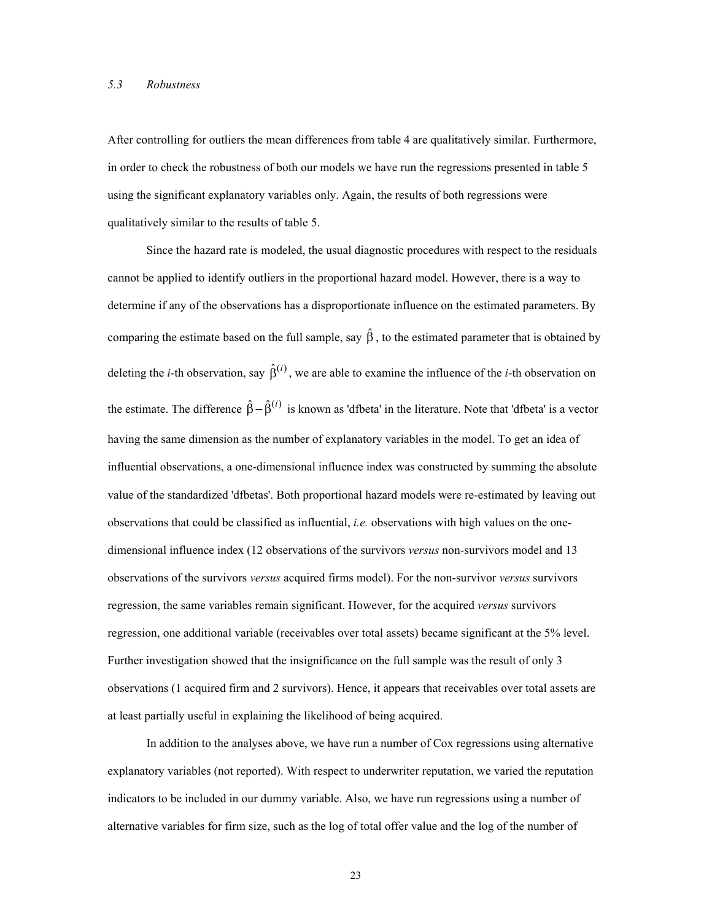### 5.3 Robustness

After controlling for outliers the mean differences from table 4 are qualitatively similar. Furthermore, in order to check the robustness of both our models we have run the regressions presented in table 5 using the significant explanatory variables only. Again, the results of both regressions were qualitatively similar to the results of table 5.

Since the hazard rate is modeled, the usual diagnostic procedures with respect to the residuals cannot be applied to identify outliers in the proportional hazard model. However, there is a way to determine if any of the observations has a disproportionate influence on the estimated parameters. By comparing the estimate based on the full sample, say $\hat{\beta}$, to the estimated parameter that is obtained by deleting the *i*-th observation, say $\hat{\beta}^{(i)}$, we are able to examine the influence of the *i*-th observation on the estimate. The difference $\hat{\beta} - \hat{\beta}^{(i)}$ is known as 'dfbeta' in the literature. Note that 'dfbeta' is a vector having the same dimension as the number of explanatory variables in the model. To get an idea of influential observations, a one-dimensional influence index was constructed by summing the absolute value of the standardized 'dfbetas'. Both proportional hazard models were re-estimated by leaving out observations that could be classified as influential, *i.e.* observations with high values on the one-dimensional influence index (12 observations of the survivors *versus* non-survivors model and 13 observations of the survivors *versus* acquired firms model). For the non-survivor *versus* survivors regression, the same variables remain significant. However, for the acquired *versus* survivors regression, one additional variable (receivables over total assets) became significant at the 5% level. Further investigation showed that the insignificance on the full sample was the result of only 3 observations (1 acquired firm and 2 survivors). Hence, it appears that receivables over total assets are at least partially useful in explaining the likelihood of being acquired.

In addition to the analyses above, we have run a number of Cox regressions using alternative explanatory variables (not reported). With respect to underwriter reputation, we varied the reputation indicators to be included in our dummy variable. Also, we have run regressions using a number of alternative variables for firm size, such as the log of total offer value and the log of the number of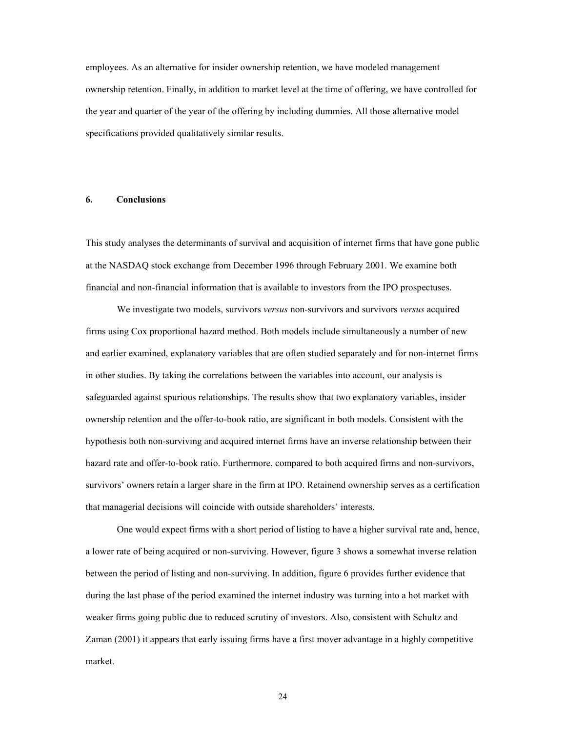employees. As an alternative for insider ownership retention, we have modeled management ownership retention. Finally, in addition to market level at the time of offering, we have controlled for the year and quarter of the year of the offering by including dummies. All those alternative model specifications provided qualitatively similar results.

## 6. Conclusions

This study analyses the determinants of survival and acquisition of internet firms that have gone public at the NASDAQ stock exchange from December 1996 through February 2001. We examine both financial and non-financial information that is available to investors from the IPO prospectuses.

We investigate two models, survivors *versus* non-survivors and survivors *versus* acquired firms using Cox proportional hazard method. Both models include simultaneously a number of new and earlier examined, explanatory variables that are often studied separately and for non-internet firms in other studies. By taking the correlations between the variables into account, our analysis is safeguarded against spurious relationships. The results show that two explanatory variables, insider ownership retention and the offer-to-book ratio, are significant in both models. Consistent with the hypothesis both non-surviving and acquired internet firms have an inverse relationship between their hazard rate and offer-to-book ratio. Furthermore, compared to both acquired firms and non-survivors, survivors' owners retain a larger share in the firm at IPO. Retainend ownership serves as a certification that managerial decisions will coincide with outside shareholders' interests.

One would expect firms with a short period of listing to have a higher survival rate and, hence, a lower rate of being acquired or non-surviving. However, figure 3 shows a somewhat inverse relation between the period of listing and non-surviving. In addition, figure 6 provides further evidence that during the last phase of the period examined the internet industry was turning into a hot market with weaker firms going public due to reduced scrutiny of investors. Also, consistent with Schultz and Zaman (2001) it appears that early issuing firms have a first mover advantage in a highly competitive market.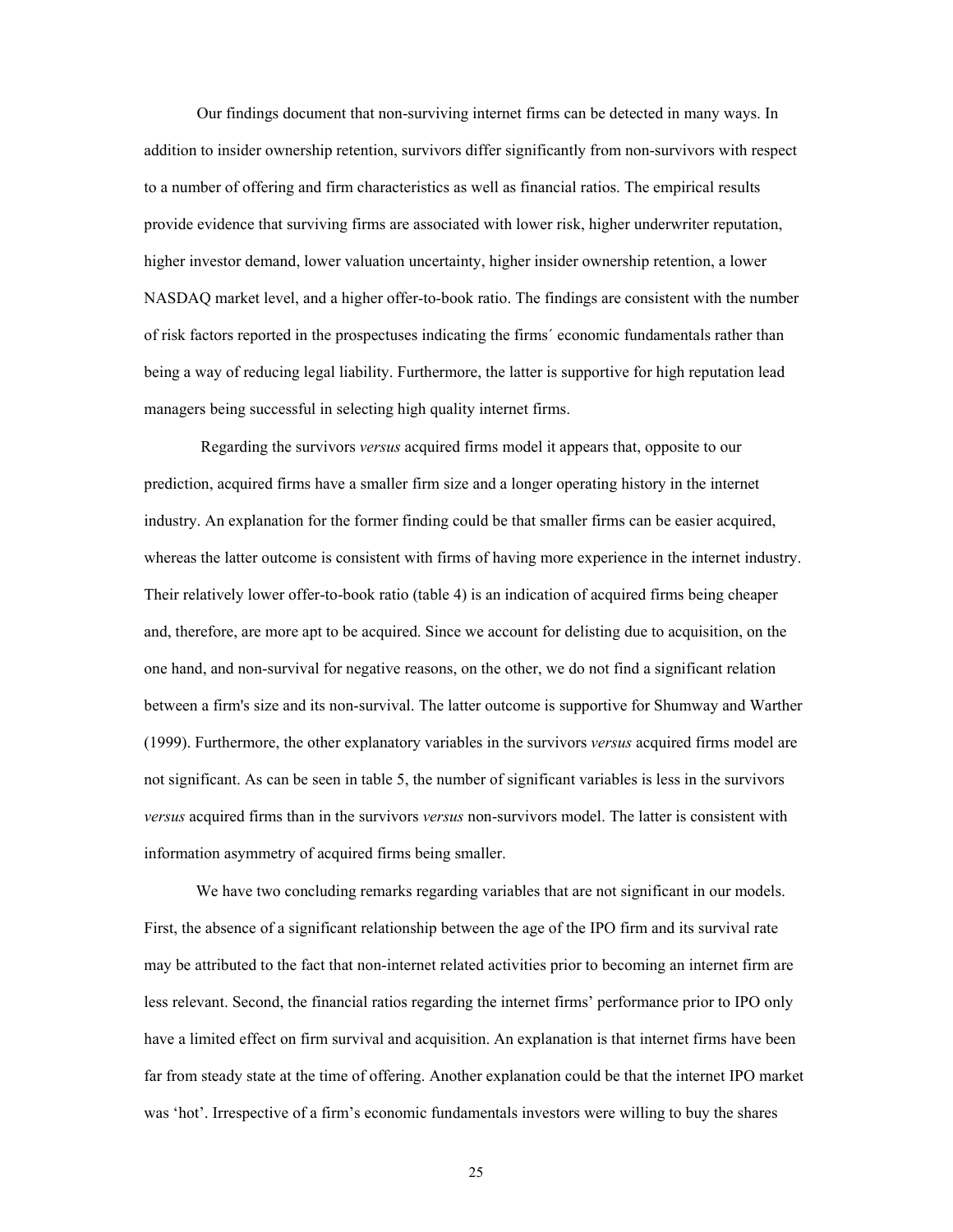Our findings document that non-surviving internet firms can be detected in many ways. In addition to insider ownership retention, survivors differ significantly from non-survivors with respect to a number of offering and firm characteristics as well as financial ratios. The empirical results provide evidence that surviving firms are associated with lower risk, higher underwriter reputation, higher investor demand, lower valuation uncertainty, higher insider ownership retention, a lower NASDAQ market level, and a higher offer-to-book ratio. The findings are consistent with the number of risk factors reported in the prospectuses indicating the firms´ economic fundamentals rather than being a way of reducing legal liability. Furthermore, the latter is supportive for high reputation lead managers being successful in selecting high quality internet firms.

Regarding the survivors *versus* acquired firms model it appears that, opposite to our prediction, acquired firms have a smaller firm size and a longer operating history in the internet industry. An explanation for the former finding could be that smaller firms can be easier acquired, whereas the latter outcome is consistent with firms of having more experience in the internet industry. Their relatively lower offer-to-book ratio (table 4) is an indication of acquired firms being cheaper and, therefore, are more apt to be acquired. Since we account for delisting due to acquisition, on the one hand, and non-survival for negative reasons, on the other, we do not find a significant relation between a firm's size and its non-survival. The latter outcome is supportive for Shumway and Warther (1999). Furthermore, the other explanatory variables in the survivors *versus* acquired firms model are not significant. As can be seen in table 5, the number of significant variables is less in the survivors *versus* acquired firms than in the survivors *versus* non-survivors model. The latter is consistent with information asymmetry of acquired firms being smaller.

We have two concluding remarks regarding variables that are not significant in our models. First, the absence of a significant relationship between the age of the IPO firm and its survival rate may be attributed to the fact that non-internet related activities prior to becoming an internet firm are less relevant. Second, the financial ratios regarding the internet firms' performance prior to IPO only have a limited effect on firm survival and acquisition. An explanation is that internet firms have been far from steady state at the time of offering. Another explanation could be that the internet IPO market was 'hot'. Irrespective of a firm's economic fundamentals investors were willing to buy the shares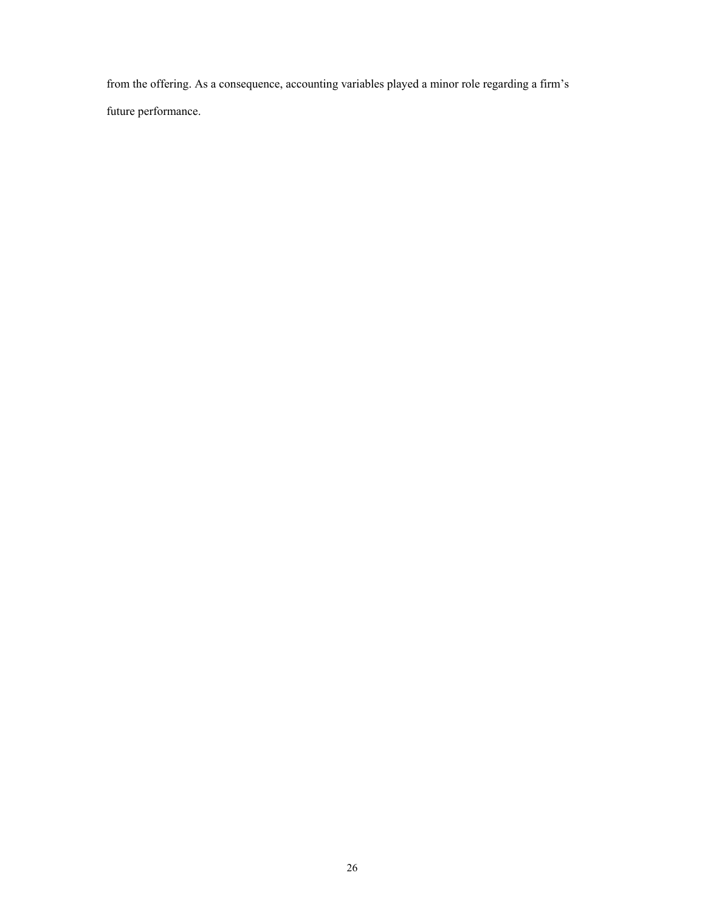from the offering. As a consequence, accounting variables played a minor role regarding a firm's future performance.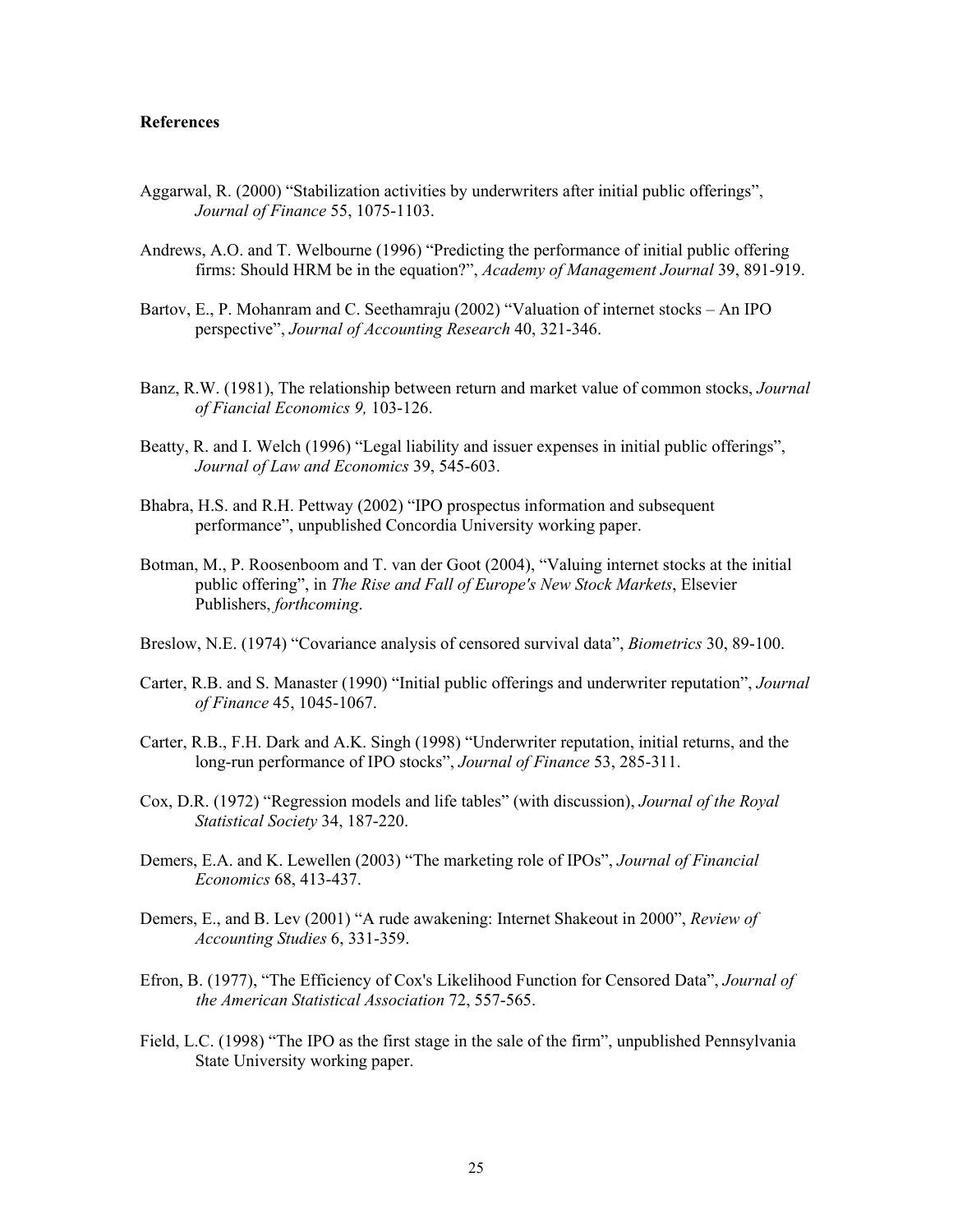**References**

Aggarwal, R. (2000) "Stabilization activities by underwriters after initial public offerings", *Journal of Finance* 55, 1075-1103.

Andrews, A.O. and T. Welbourne (1996) "Predicting the performance of initial public offering firms: Should HRM be in the equation?", *Academy of Management Journal* 39, 891-919.

Bartov, E., P. Mohanram and C. Seethamraju (2002) "Valuation of internet stocks – An IPO perspective", *Journal of Accounting Research* 40, 321-346.

Banz, R.W. (1981), The relationship between return and market value of common stocks, *Journal of Fiancial Economics 9,* 103-126.

Beatty, R. and I. Welch (1996) "Legal liability and issuer expenses in initial public offerings", *Journal of Law and Economics* 39, 545-603.

Bhabra, H.S. and R.H. Pettway (2002) "IPO prospectus information and subsequent performance", unpublished Concordia University working paper.

Botman, M., P. Roosenboom and T. van der Goot (2004), "Valuing internet stocks at the initial public offering", in *The Rise and Fall of Europe's New Stock Markets*, Elsevier Publishers, *forthcoming*.

Breslow, N.E. (1974) "Covariance analysis of censored survival data", *Biometrics* 30, 89-100.

Carter, R.B. and S. Manaster (1990) "Initial public offerings and underwriter reputation", *Journal of Finance* 45, 1045-1067.

Carter, R.B., F.H. Dark and A.K. Singh (1998) "Underwriter reputation, initial returns, and the long-run performance of IPO stocks", *Journal of Finance* 53, 285-311.

Cox, D.R. (1972) "Regression models and life tables" (with discussion), *Journal of the Royal Statistical Society* 34, 187-220.

Demers, E.A. and K. Lewellen (2003) "The marketing role of IPOs", *Journal of Financial Economics* 68, 413-437.

Demers, E., and B. Lev (2001) "A rude awakening: Internet Shakeout in 2000", *Review of Accounting Studies* 6, 331-359.

Efron, B. (1977), "The Efficiency of Cox's Likelihood Function for Censored Data", *Journal of the American Statistical Association* 72, 557-565.

Field, L.C. (1998) "The IPO as the first stage in the sale of the firm", unpublished Pennsylvania State University working paper.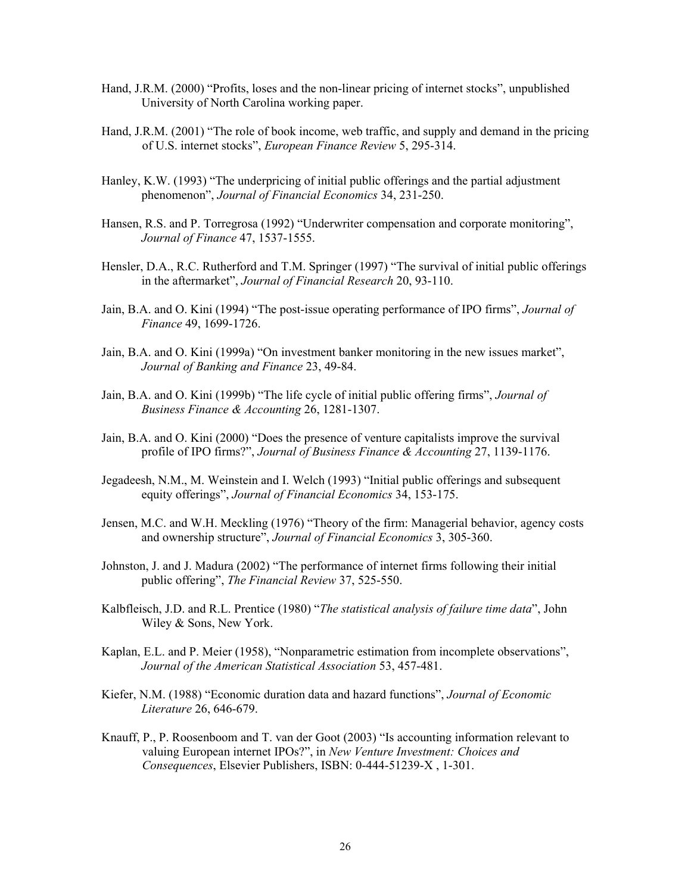Hand, J.R.M. (2000) "Profits, loses and the non-linear pricing of internet stocks", unpublished University of North Carolina working paper.

Hand, J.R.M. (2001) "The role of book income, web traffic, and supply and demand in the pricing of U.S. internet stocks", *European Finance Review* 5, 295-314.

Hanley, K.W. (1993) "The underpricing of initial public offerings and the partial adjustment phenomenon", *Journal of Financial Economics* 34, 231-250.

Hansen, R.S. and P. Torregrosa (1992) "Underwriter compensation and corporate monitoring", *Journal of Finance* 47, 1537-1555.

Hensler, D.A., R.C. Rutherford and T.M. Springer (1997) "The survival of initial public offerings in the aftermarket", *Journal of Financial Research* 20, 93-110.

Jain, B.A. and O. Kini (1994) "The post-issue operating performance of IPO firms", *Journal of Finance* 49, 1699-1726.

Jain, B.A. and O. Kini (1999a) "On investment banker monitoring in the new issues market", *Journal of Banking and Finance* 23, 49-84.

Jain, B.A. and O. Kini (1999b) "The life cycle of initial public offering firms", *Journal of Business Finance & Accounting* 26, 1281-1307.

Jain, B.A. and O. Kini (2000) "Does the presence of venture capitalists improve the survival profile of IPO firms?", *Journal of Business Finance & Accounting* 27, 1139-1176.

Jegadeesh, N.M., M. Weinstein and I. Welch (1993) "Initial public offerings and subsequent equity offerings", *Journal of Financial Economics* 34, 153-175.

Jensen, M.C. and W.H. Meckling (1976) "Theory of the firm: Managerial behavior, agency costs and ownership structure", *Journal of Financial Economics* 3, 305-360.

Johnston, J. and J. Madura (2002) "The performance of internet firms following their initial public offering", *The Financial Review* 37, 525-550.

Kalbfleisch, J.D. and R.L. Prentice (1980) "*The statistical analysis of failure time data*", John Wiley & Sons, New York.

Kaplan, E.L. and P. Meier (1958), "Nonparametric estimation from incomplete observations", *Journal of the American Statistical Association* 53, 457-481.

Kiefer, N.M. (1988) "Economic duration data and hazard functions", *Journal of Economic Literature* 26, 646-679.

Knauff, P., P. Roosenboom and T. van der Goot (2003) "Is accounting information relevant to valuing European internet IPOs?", in *New Venture Investment: Choices and Consequences*, Elsevier Publishers, ISBN: 0-444-51239-X , 1-301.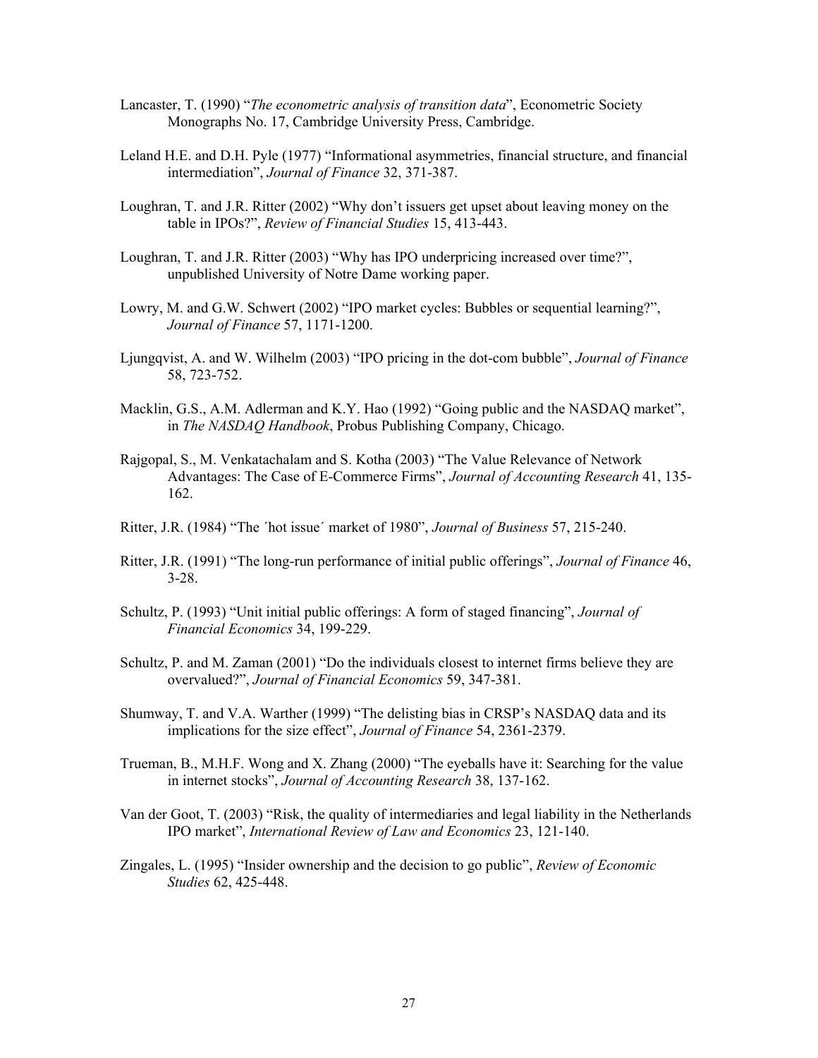Lancaster, T. (1990) "*The econometric analysis of transition data*", Econometric Society Monographs No. 17, Cambridge University Press, Cambridge.

Leland H.E. and D.H. Pyle (1977) "Informational asymmetries, financial structure, and financial intermediation", *Journal of Finance* 32, 371-387.

Loughran, T. and J.R. Ritter (2002) "Why don't issuers get upset about leaving money on the table in IPOs?", *Review of Financial Studies* 15, 413-443.

Loughran, T. and J.R. Ritter (2003) "Why has IPO underpricing increased over time?", unpublished University of Notre Dame working paper.

Lowry, M. and G.W. Schwert (2002) "IPO market cycles: Bubbles or sequential learning?", *Journal of Finance* 57, 1171-1200.

Ljungqvist, A. and W. Wilhelm (2003) "IPO pricing in the dot-com bubble", *Journal of Finance* 58, 723-752.

Macklin, G.S., A.M. Adlerman and K.Y. Hao (1992) "Going public and the NASDAQ market", in *The NASDAQ Handbook*, Probus Publishing Company, Chicago.

Rajgopal, S., M. Venkatachalam and S. Kotha (2003) "The Value Relevance of Network Advantages: The Case of E-Commerce Firms", *Journal of Accounting Research* 41, 135-162.

Ritter, J.R. (1984) "The ´hot issue´ market of 1980", *Journal of Business* 57, 215-240.

Ritter, J.R. (1991) "The long-run performance of initial public offerings", *Journal of Finance* 46, 3-28.

Schultz, P. (1993) "Unit initial public offerings: A form of staged financing", *Journal of Financial Economics* 34, 199-229.

Schultz, P. and M. Zaman (2001) "Do the individuals closest to internet firms believe they are overvalued?", *Journal of Financial Economics* 59, 347-381.

Shumway, T. and V.A. Warther (1999) "The delisting bias in CRSP's NASDAQ data and its implications for the size effect", *Journal of Finance* 54, 2361-2379.

Trueman, B., M.H.F. Wong and X. Zhang (2000) "The eyeballs have it: Searching for the value in internet stocks", *Journal of Accounting Research* 38, 137-162.

Van der Goot, T. (2003) "Risk, the quality of intermediaries and legal liability in the Netherlands IPO market", *International Review of Law and Economics* 23, 121-140.

Zingales, L. (1995) "Insider ownership and the decision to go public", *Review of Economic Studies* 62, 425-448.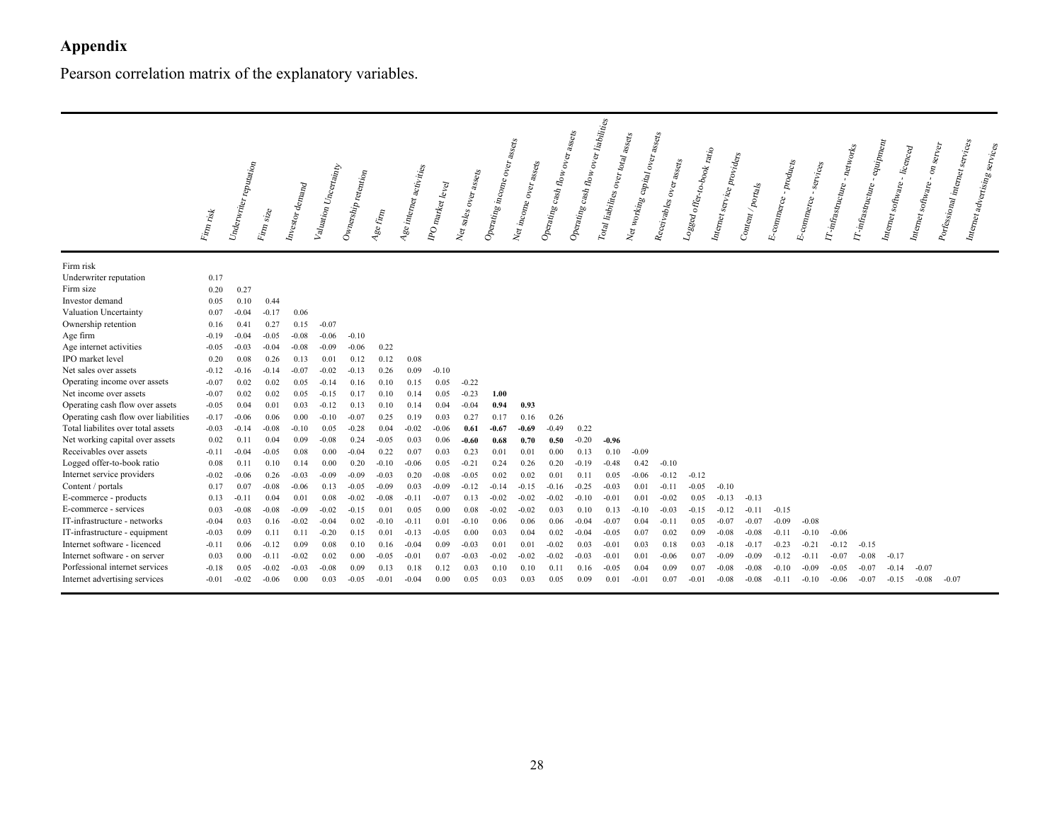## Appendix

Pearson correlation matrix of the explanatory variables.

| | Firm risk | Underwriter reputation | Firm size | Investor demand | Valuation Uncertainty | Ownership retention | Age firm | Age internet activities | IPO market level | Net sales over assets | Operating income over assets | Net income over assets | Operating cash flow over assets | Operating cash flow over liabilities | Total liabilites over total assets | Net working capital over assets | Receivables over assets | Logged offer-to-book ratio | Internet service providers | Content / portals | E-commerce - products | E-commerce - services | IT-infrastructure - networks | IT-infrastructure - equipment | Internet software - licenced | Internet software - on server | Porfessional internet services | Internet advertising services |
|---|---|---|---|---|---|---|---|---|---|---|---|---|---|---|---|---|---|---|---|---|---|---|---|---|---|---|---|---|
| Firm risk | | | | | | | | | | | | | | | | | | | | | | | | | | | | |
| Underwriter reputation | 0.17 | | | | | | | | | | | | | | | | | | | | | | | | | | | |
| Firm size | 0.20 | 0.27 | | | | | | | | | | | | | | | | | | | | | | | | | | |
| Investor demand | 0.05 | 0.10 | 0.44 | | | | | | | | | | | | | | | | | | | | | | | | | |
| Valuation Uncertainty | 0.07 | -0.04 | -0.17 | 0.06 | | | | | | | | | | | | | | | | | | | | | | | | |
| Ownership retention | 0.16 | 0.41 | 0.27 | 0.15 | -0.07 | | | | | | | | | | | | | | | | | | | | | | | |
| Age firm | -0.19 | -0.04 | -0.05 | -0.08 | -0.06 | -0.10 | | | | | | | | | | | | | | | | | | | | | | |
| Age internet activities | -0.05 | -0.03 | -0.04 | -0.08 | -0.09 | -0.06 | 0.22 | | | | | | | | | | | | | | | | | | | | | |
| IPO market level | 0.20 | 0.08 | 0.26 | 0.13 | 0.01 | 0.12 | 0.12 | 0.08 | | | | | | | | | | | | | | | | | | | | |
| Net sales over assets | -0.12 | -0.16 | -0.14 | -0.07 | -0.02 | -0.13 | 0.26 | 0.09 | -0.10 | | | | | | | | | | | | | | | | | | | |
| Operating income over assets | -0.07 | 0.02 | 0.02 | 0.05 | -0.14 | 0.16 | 0.10 | 0.15 | 0.05 | -0.22 | | | | | | | | | | | | | | | | | | |
| Net income over assets | -0.07 | 0.02 | 0.02 | 0.05 | -0.15 | 0.17 | 0.10 | 0.14 | 0.05 | -0.23 | **1.00** | | | | | | | | | | | | | | | | | |
| Operating cash flow over assets | -0.05 | 0.04 | 0.01 | 0.03 | -0.12 | 0.13 | 0.10 | 0.14 | 0.04 | -0.04 | **0.94** | **0.93** | | | | | | | | | | | | | | | | |
| Operating cash flow over liabilities | -0.17 | -0.06 | 0.06 | 0.00 | -0.10 | -0.07 | 0.25 | 0.19 | 0.03 | 0.27 | 0.17 | 0.16 | 0.26 | | | | | | | | | | | | | | | |
| Total liabilites over total assets | -0.03 | -0.14 | -0.08 | -0.10 | 0.05 | -0.28 | 0.04 | -0.02 | -0.06 | **0.61** | **-0.67** | **-0.69** | -0.49 | 0.22 | | | | | | | | | | | | | | |
| Net working capital over assets | 0.02 | 0.11 | 0.04 | 0.09 | -0.08 | 0.24 | -0.05 | 0.03 | 0.06 | **-0.60** | **0.68** | **0.70** | **0.50** | -0.20 | **-0.96** | | | | | | | | | | | | | |
| Receivables over assets | -0.11 | -0.04 | -0.05 | 0.08 | 0.00 | -0.04 | 0.22 | 0.07 | 0.03 | 0.23 | 0.01 | 0.01 | 0.00 | 0.13 | 0.10 | -0.09 | | | | | | | | | | | | |
| Logged offer-to-book ratio | 0.08 | 0.11 | 0.10 | 0.14 | 0.00 | 0.20 | -0.10 | -0.06 | 0.05 | -0.21 | 0.24 | 0.26 | 0.20 | -0.19 | -0.48 | 0.42 | -0.10 | | | | | | | | | | | |
| Internet service providers | -0.02 | -0.06 | 0.26 | -0.03 | -0.09 | -0.09 | -0.03 | 0.20 | -0.08 | -0.05 | 0.02 | 0.02 | 0.01 | 0.11 | 0.05 | -0.06 | -0.12 | -0.12 | | | | | | | | | | |
| Content / portals | 0.17 | 0.07 | -0.08 | -0.06 | 0.13 | -0.05 | -0.09 | 0.03 | -0.09 | -0.12 | -0.14 | -0.15 | -0.16 | -0.25 | -0.03 | 0.01 | -0.11 | -0.05 | -0.10 | | | | | | | | | |
| E-commerce - products | 0.13 | -0.11 | 0.04 | 0.01 | 0.08 | -0.02 | -0.08 | -0.11 | -0.07 | 0.13 | -0.02 | -0.02 | -0.02 | -0.10 | -0.01 | 0.01 | -0.02 | 0.05 | -0.13 | -0.13 | | | | | | | | |
| E-commerce - services | 0.03 | -0.08 | -0.08 | -0.09 | -0.02 | -0.15 | 0.01 | 0.05 | 0.00 | 0.08 | -0.02 | -0.02 | 0.03 | 0.10 | 0.13 | -0.10 | -0.03 | -0.15 | -0.12 | -0.11 | -0.15 | | | | | | | |
| IT-infrastructure - networks | -0.04 | 0.03 | 0.16 | -0.02 | -0.04 | 0.02 | -0.10 | -0.11 | 0.01 | -0.10 | 0.06 | 0.06 | 0.06 | -0.04 | -0.07 | 0.04 | -0.11 | 0.05 | -0.07 | -0.07 | -0.09 | -0.08 | | | | | | |
| IT-infrastructure - equipment | -0.03 | 0.09 | 0.11 | 0.11 | -0.20 | 0.15 | 0.01 | -0.13 | -0.05 | 0.00 | 0.03 | 0.04 | 0.02 | -0.04 | -0.05 | 0.07 | 0.02 | 0.09 | -0.08 | -0.08 | -0.11 | -0.10 | -0.06 | | | | | |
| Internet software - licenced | -0.11 | 0.06 | -0.12 | 0.09 | 0.08 | 0.10 | 0.16 | -0.04 | 0.09 | -0.03 | 0.01 | 0.01 | -0.02 | 0.03 | -0.01 | 0.03 | 0.18 | 0.03 | -0.18 | -0.17 | -0.23 | -0.21 | -0.12 | -0.15 | | | | |
| Internet software - on server | 0.03 | 0.00 | -0.11 | -0.02 | 0.02 | 0.00 | -0.05 | -0.01 | 0.07 | -0.03 | -0.02 | -0.02 | -0.02 | -0.03 | -0.01 | 0.01 | -0.06 | 0.07 | -0.09 | -0.09 | -0.12 | -0.11 | -0.07 | -0.08 | -0.17 | | | |
| Porfessional internet services | -0.18 | 0.05 | -0.02 | -0.03 | -0.08 | 0.09 | 0.13 | 0.18 | 0.12 | 0.03 | 0.10 | 0.10 | 0.11 | 0.16 | -0.05 | 0.04 | 0.09 | 0.07 | -0.08 | -0.08 | -0.10 | -0.09 | -0.05 | -0.07 | -0.14 | -0.07 | | |
| Internet advertising services | -0.01 | -0.02 | -0.06 | 0.00 | 0.03 | -0.05 | -0.01 | -0.04 | 0.00 | 0.05 | 0.03 | 0.03 | 0.05 | 0.09 | 0.01 | -0.01 | 0.07 | -0.01 | -0.08 | -0.08 | -0.11 | -0.10 | -0.06 | -0.07 | -0.15 | -0.08 | -0.07 | |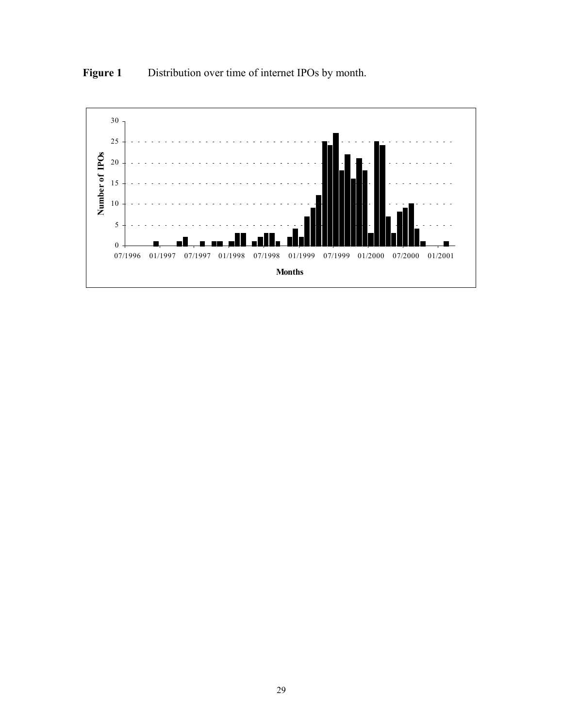**Figure 1** Distribution over time of internet IPOs by month.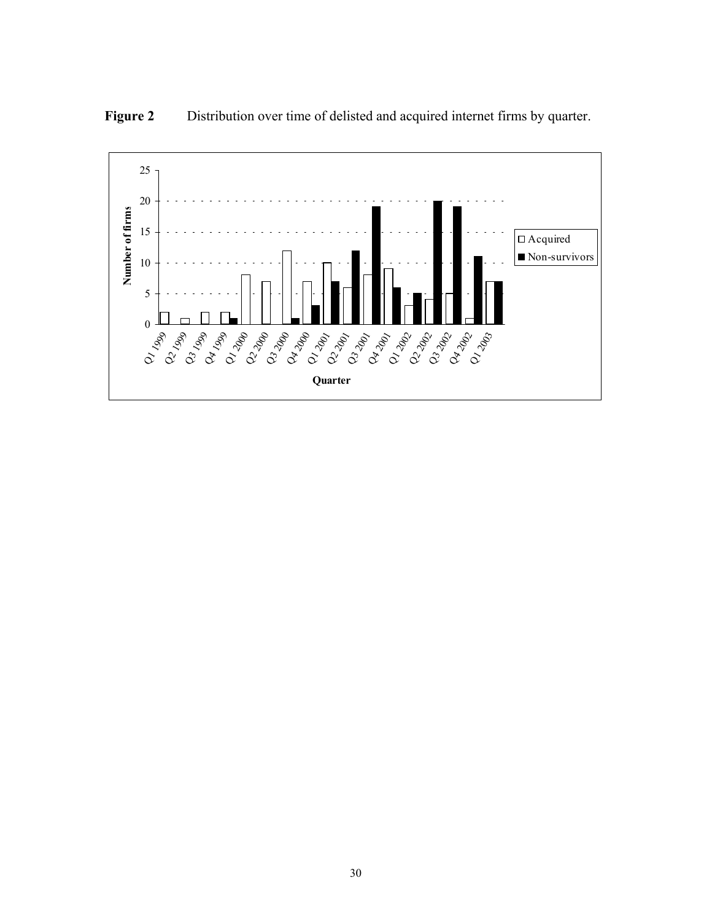**Figure 2** Distribution over time of delisted and acquired internet firms by quarter.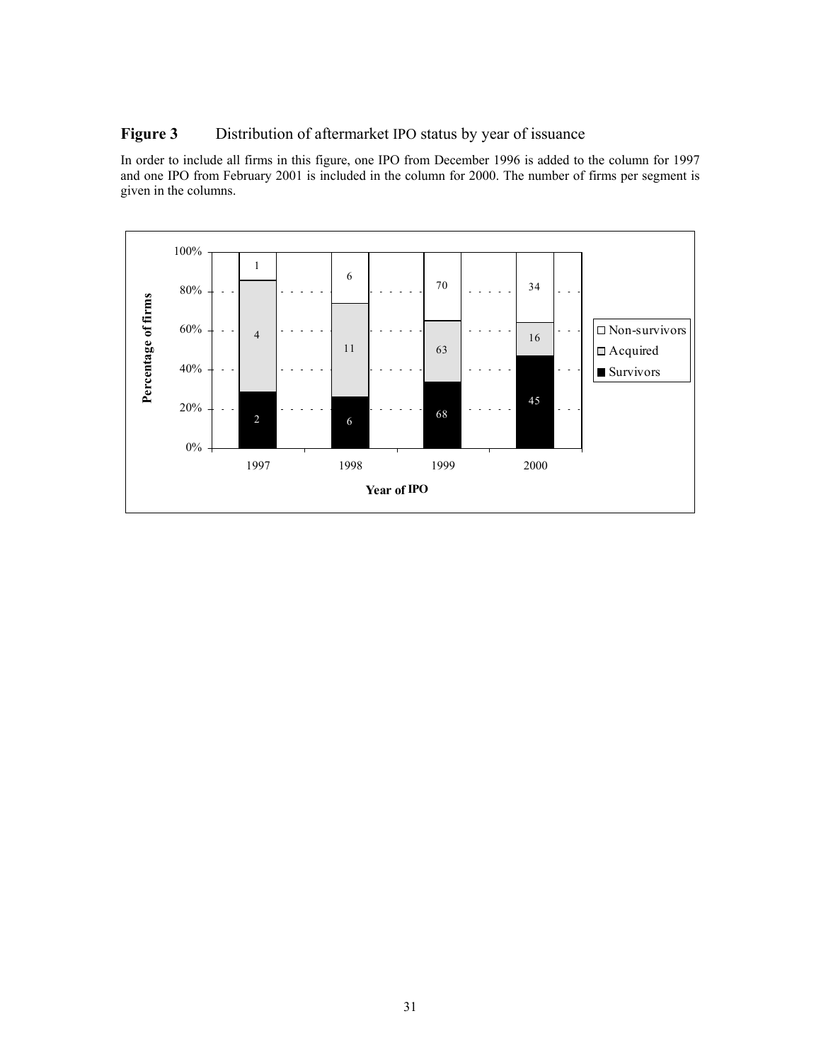**Figure 3** Distribution of aftermarket IPO status by year of issuance

In order to include all firms in this figure, one IPO from December 1996 is added to the column for 1997 and one IPO from February 2001 is included in the column for 2000. The number of firms per segment is given in the columns.

| Year of IPO | Survivors | Acquired | Non-survivors |
|---|---|---|---|
| 1997 | 2 | 4 | 1 |
| 1998 | 6 | 11 | 6 |
| 1999 | 68 | 63 | 70 |
| 2000 | 45 | 16 | 34 |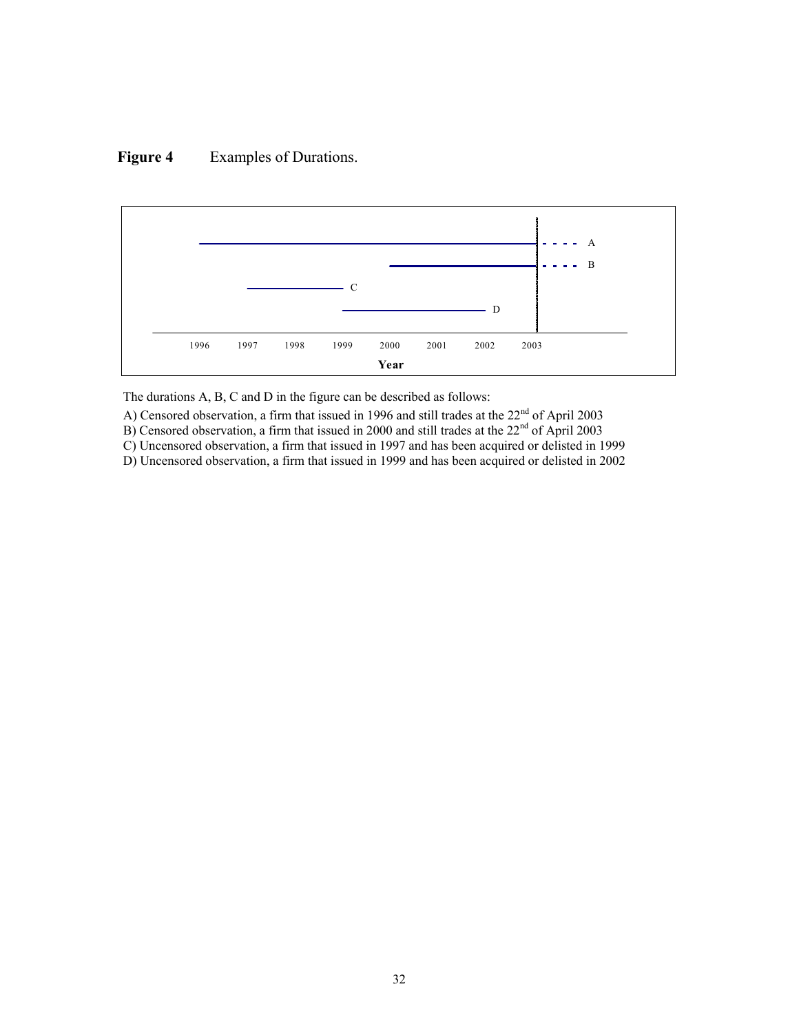**Figure 4** Examples of Durations.

The durations A, B, C and D in the figure can be described as follows:

A) Censored observation, a firm that issued in 1996 and still trades at the 22nd of April 2003
B) Censored observation, a firm that issued in 2000 and still trades at the 22nd of April 2003
C) Uncensored observation, a firm that issued in 1997 and has been acquired or delisted in 1999
D) Uncensored observation, a firm that issued in 1999 and has been acquired or delisted in 2002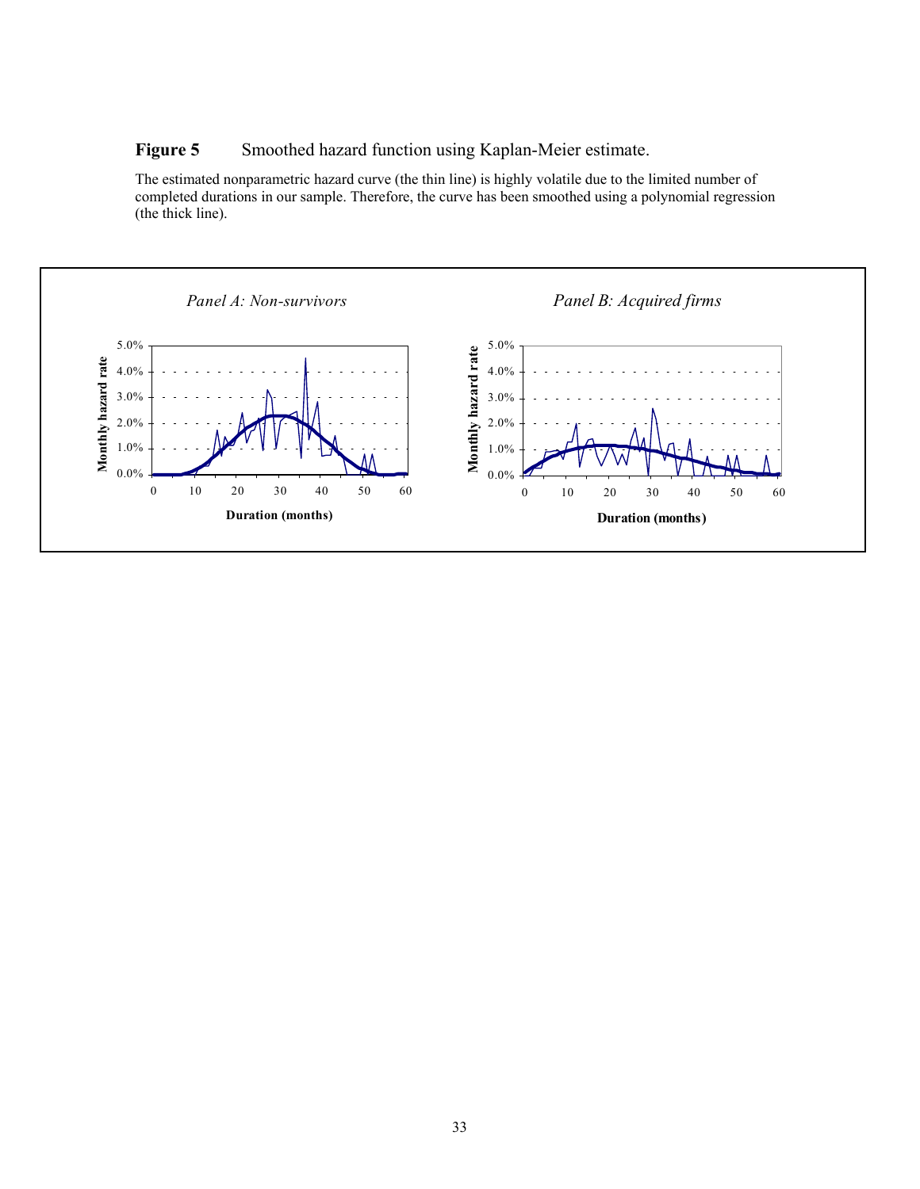**Figure 5** Smoothed hazard function using Kaplan-Meier estimate.

The estimated nonparametric hazard curve (the thin line) is highly volatile due to the limited number of completed durations in our sample. Therefore, the curve has been smoothed using a polynomial regression (the thick line).

*Panel A: Non-survivors*

*Panel B: Acquired firms*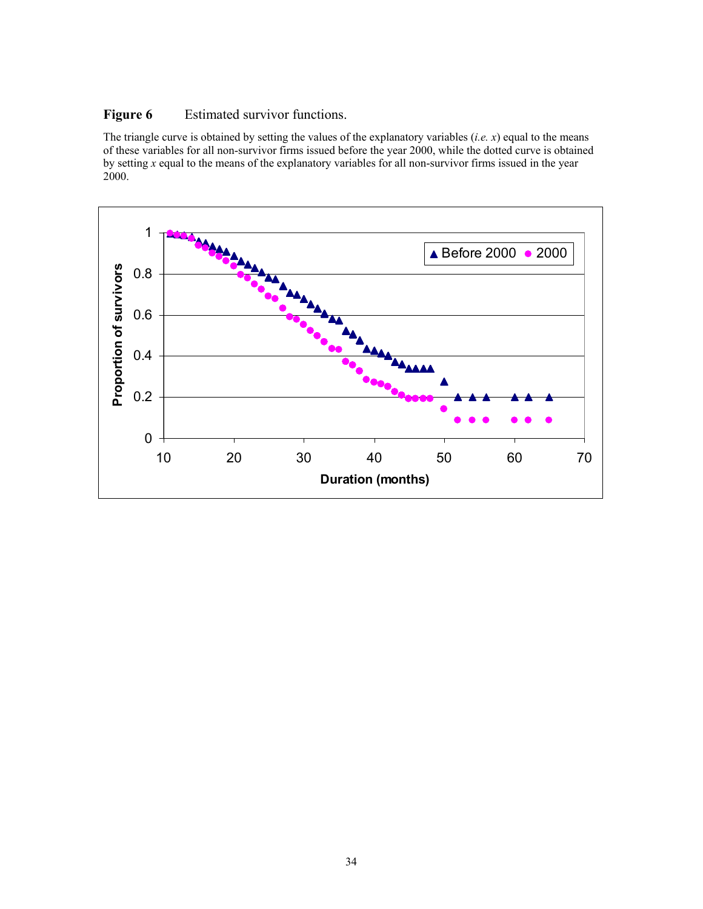**Figure 6** Estimated survivor functions.

The triangle curve is obtained by setting the values of the explanatory variables (*i.e.* $x$) equal to the means of these variables for all non-survivor firms issued before the year 2000, while the dotted curve is obtained by setting $x$ equal to the means of the explanatory variables for all non-survivor firms issued in the year 2000.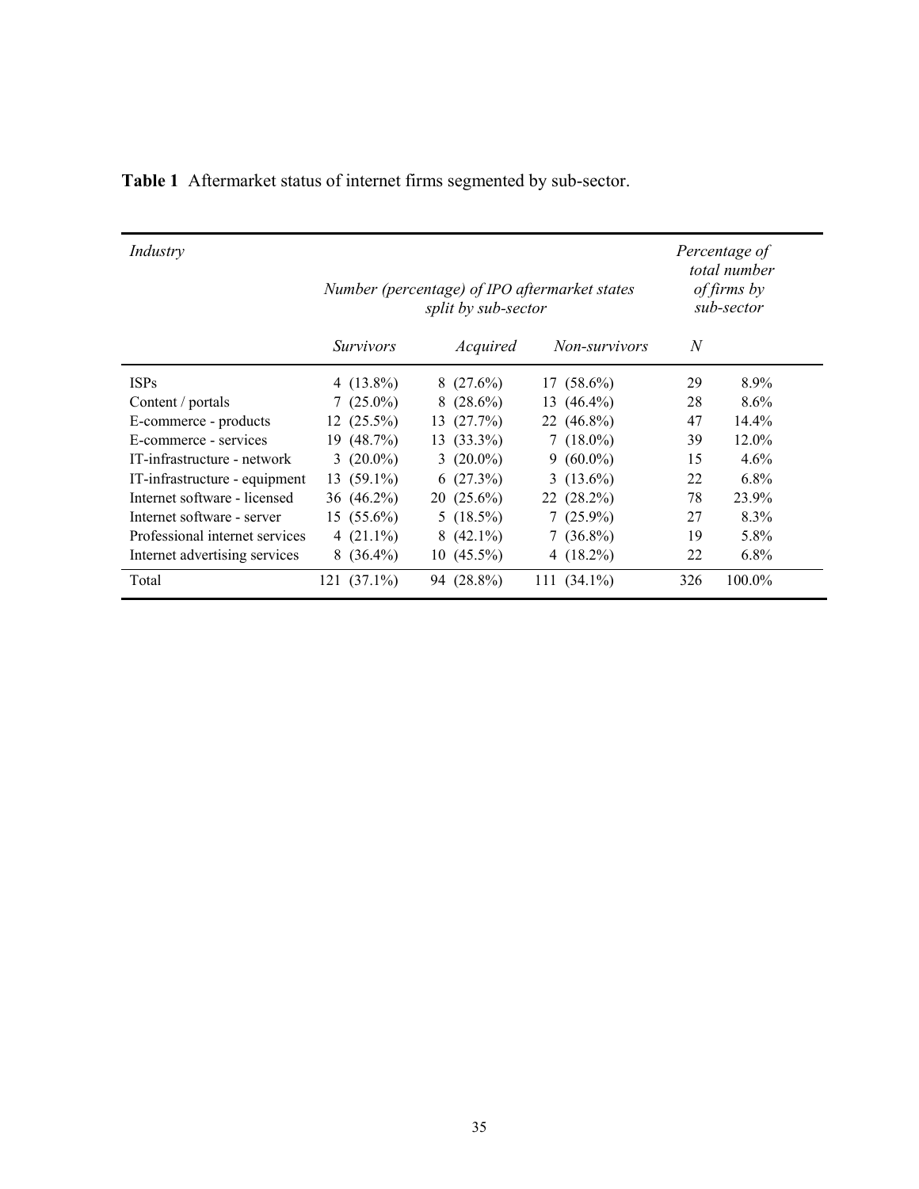**Table 1** Aftermarket status of internet firms segmented by sub-sector.

| *Industry* | *Number (percentage) of IPO aftermarket states split by sub-sector* | | | | *Percentage of total number of firms by sub-sector* |
|---|---|---|---|---|---|
| | *Survivors* | *Acquired* | *Non-survivors* | *N* | |
| ISPs | 4 (13.8%) | 8 (27.6%) | 17 (58.6%) | 29 | 8.9% |
| Content / portals | 7 (25.0%) | 8 (28.6%) | 13 (46.4%) | 28 | 8.6% |
| E-commerce - products | 12 (25.5%) | 13 (27.7%) | 22 (46.8%) | 47 | 14.4% |
| E-commerce - services | 19 (48.7%) | 13 (33.3%) | 7 (18.0%) | 39 | 12.0% |
| IT-infrastructure - network | 3 (20.0%) | 3 (20.0%) | 9 (60.0%) | 15 | 4.6% |
| IT-infrastructure - equipment | 13 (59.1%) | 6 (27.3%) | 3 (13.6%) | 22 | 6.8% |
| Internet software - licensed | 36 (46.2%) | 20 (25.6%) | 22 (28.2%) | 78 | 23.9% |
| Internet software - server | 15 (55.6%) | 5 (18.5%) | 7 (25.9%) | 27 | 8.3% |
| Professional internet services | 4 (21.1%) | 8 (42.1%) | 7 (36.8%) | 19 | 5.8% |
| Internet advertising services | 8 (36.4%) | 10 (45.5%) | 4 (18.2%) | 22 | 6.8% |
| Total | 121 (37.1%) | 94 (28.8%) | 111 (34.1%) | 326 | 100.0% |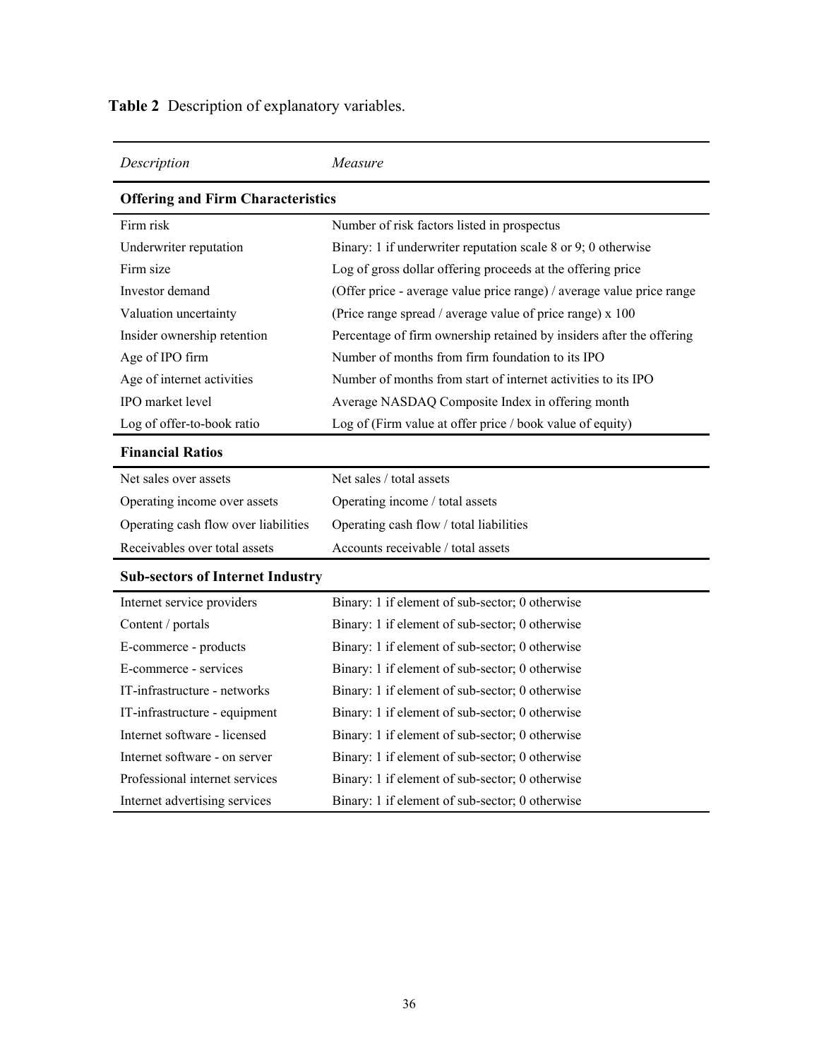**Table 2** Description of explanatory variables.

| *Description* | *Measure* |
|---|---|
| **Offering and Firm Characteristics** | |
| Firm risk | Number of risk factors listed in prospectus |
| Underwriter reputation | Binary: 1 if underwriter reputation scale 8 or 9; 0 otherwise |
| Firm size | Log of gross dollar offering proceeds at the offering price |
| Investor demand | (Offer price - average value price range) / average value price range |
| Valuation uncertainty | (Price range spread / average value of price range) x 100 |
| Insider ownership retention | Percentage of firm ownership retained by insiders after the offering |
| Age of IPO firm | Number of months from firm foundation to its IPO |
| Age of internet activities | Number of months from start of internet activities to its IPO |
| IPO market level | Average NASDAQ Composite Index in offering month |
| Log of offer-to-book ratio | Log of (Firm value at offer price / book value of equity) |
| **Financial Ratios** | |
| Net sales over assets | Net sales / total assets |
| Operating income over assets | Operating income / total assets |
| Operating cash flow over liabilities | Operating cash flow / total liabilities |
| Receivables over total assets | Accounts receivable / total assets |
| **Sub-sectors of Internet Industry** | |
| Internet service providers | Binary: 1 if element of sub-sector; 0 otherwise |
| Content / portals | Binary: 1 if element of sub-sector; 0 otherwise |
| E-commerce - products | Binary: 1 if element of sub-sector; 0 otherwise |
| E-commerce - services | Binary: 1 if element of sub-sector; 0 otherwise |
| IT-infrastructure - networks | Binary: 1 if element of sub-sector; 0 otherwise |
| IT-infrastructure - equipment | Binary: 1 if element of sub-sector; 0 otherwise |
| Internet software - licensed | Binary: 1 if element of sub-sector; 0 otherwise |
| Internet software - on server | Binary: 1 if element of sub-sector; 0 otherwise |
| Professional internet services | Binary: 1 if element of sub-sector; 0 otherwise |
| Internet advertising services | Binary: 1 if element of sub-sector; 0 otherwise |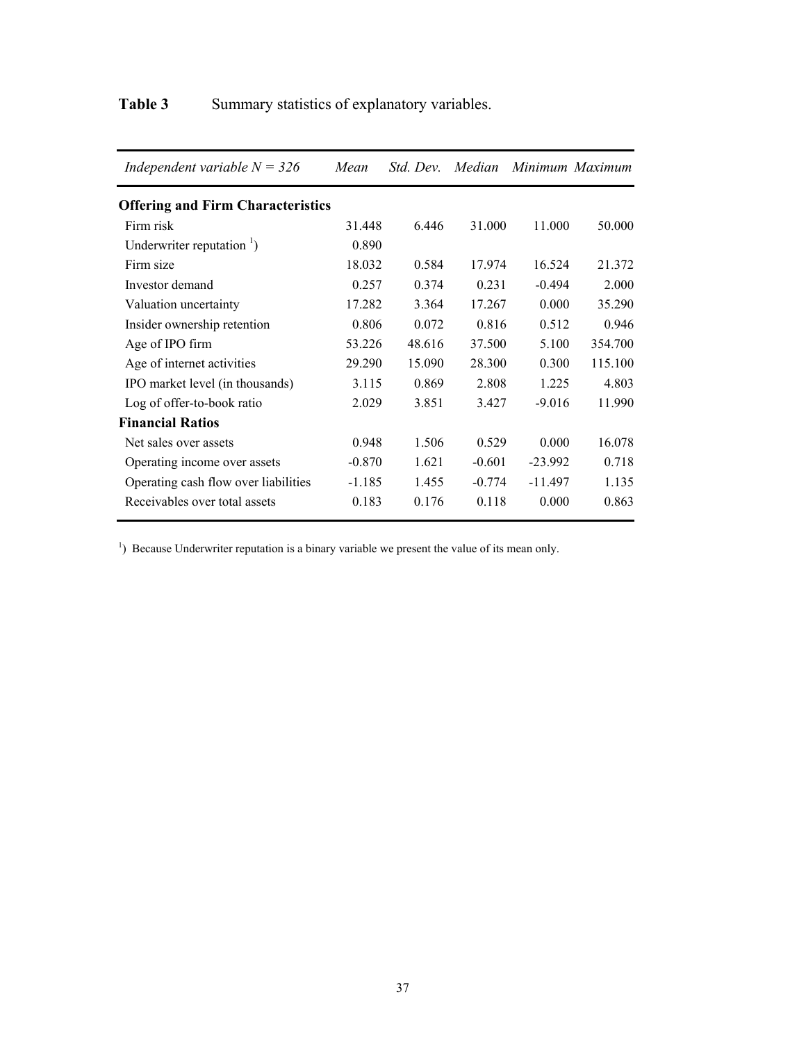**Table 3** Summary statistics of explanatory variables.

| *Independent variable N = 326* | *Mean* | *Std. Dev.* | *Median* | *Minimum* | *Maximum* |
|---|---|---|---|---|---|
| **Offering and Firm Characteristics** | | | | | |
| Firm risk | 31.448 | 6.446 | 31.000 | 11.000 | 50.000 |
| Underwriter reputation [1]) | 0.890 | | | | |
| Firm size | 18.032 | 0.584 | 17.974 | 16.524 | 21.372 |
| Investor demand | 0.257 | 0.374 | 0.231 | -0.494 | 2.000 |
| Valuation uncertainty | 17.282 | 3.364 | 17.267 | 0.000 | 35.290 |
| Insider ownership retention | 0.806 | 0.072 | 0.816 | 0.512 | 0.946 |
| Age of IPO firm | 53.226 | 48.616 | 37.500 | 5.100 | 354.700 |
| Age of internet activities | 29.290 | 15.090 | 28.300 | 0.300 | 115.100 |
| IPO market level (in thousands) | 3.115 | 0.869 | 2.808 | 1.225 | 4.803 |
| Log of offer-to-book ratio | 2.029 | 3.851 | 3.427 | -9.016 | 11.990 |
| **Financial Ratios** | | | | | |
| Net sales over assets | 0.948 | 1.506 | 0.529 | 0.000 | 16.078 |
| Operating income over assets | -0.870 | 1.621 | -0.601 | -23.992 | 0.718 |
| Operating cash flow over liabilities | -1.185 | 1.455 | -0.774 | -11.497 | 1.135 |
| Receivables over total assets | 0.183 | 0.176 | 0.118 | 0.000 | 0.863 |

[1]) Because Underwriter reputation is a binary variable we present the value of its mean only.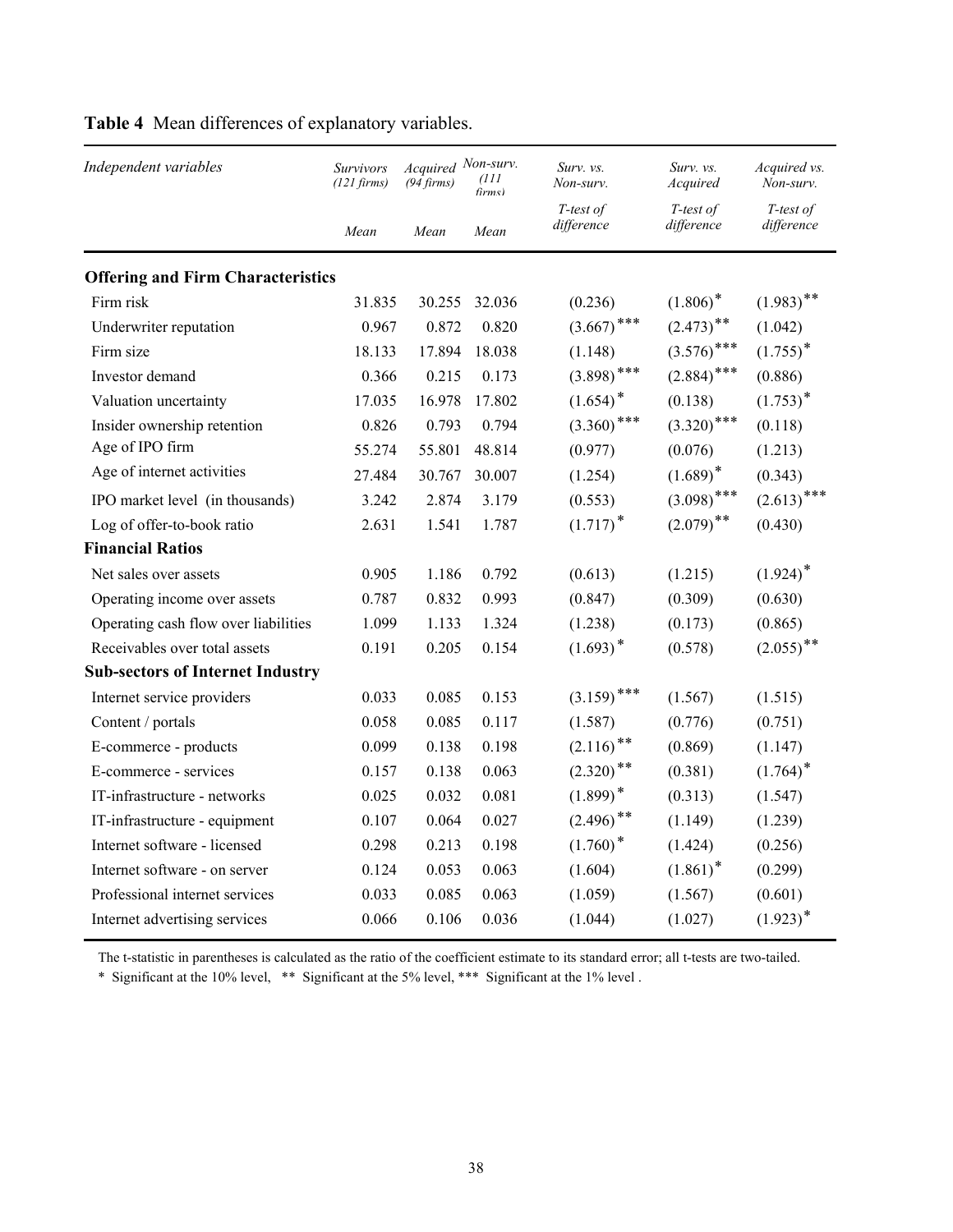**Table 4** Mean differences of explanatory variables.

| *Independent variables* | *Survivors (121 firms)* | *Acquired (94 firms)* | *Non-surv. (111 firms)* | *Surv. vs. Non-surv.* | *Surv. vs. Acquired* | *Acquired vs. Non-surv.* |
|---|---|---|---|---|---|---|
| | *Mean* | *Mean* | *Mean* | *T-test of difference* | *T-test of difference* | *T-test of difference* |
| **Offering and Firm Characteristics** | | | | | | |
| Firm risk | 31.835 | 30.255 | 32.036 | (0.236) | (1.806)* | (1.983)** |
| Underwriter reputation | 0.967 | 0.872 | 0.820 | (3.667)*** | (2.473)** | (1.042) |
| Firm size | 18.133 | 17.894 | 18.038 | (1.148) | (3.576)*** | (1.755)* |
| Investor demand | 0.366 | 0.215 | 0.173 | (3.898)*** | (2.884)*** | (0.886) |
| Valuation uncertainty | 17.035 | 16.978 | 17.802 | (1.654)* | (0.138) | (1.753)* |
| Insider ownership retention | 0.826 | 0.793 | 0.794 | (3.360)*** | (3.320)*** | (0.118) |
| Age of IPO firm | 55.274 | 55.801 | 48.814 | (0.977) | (0.076) | (1.213) |
| Age of internet activities | 27.484 | 30.767 | 30.007 | (1.254) | (1.689)* | (0.343) |
| IPO market level (in thousands) | 3.242 | 2.874 | 3.179 | (0.553) | (3.098)*** | (2.613)*** |
| Log of offer-to-book ratio | 2.631 | 1.541 | 1.787 | (1.717)* | (2.079)** | (0.430) |
| **Financial Ratios** | | | | | | |
| Net sales over assets | 0.905 | 1.186 | 0.792 | (0.613) | (1.215) | (1.924)* |
| Operating income over assets | 0.787 | 0.832 | 0.993 | (0.847) | (0.309) | (0.630) |
| Operating cash flow over liabilities | 1.099 | 1.133 | 1.324 | (1.238) | (0.173) | (0.865) |
| Receivables over total assets | 0.191 | 0.205 | 0.154 | (1.693)* | (0.578) | (2.055)** |
| **Sub-sectors of Internet Industry** | | | | | | |
| Internet service providers | 0.033 | 0.085 | 0.153 | (3.159)*** | (1.567) | (1.515) |
| Content / portals | 0.058 | 0.085 | 0.117 | (1.587) | (0.776) | (0.751) |
| E-commerce - products | 0.099 | 0.138 | 0.198 | (2.116)** | (0.869) | (1.147) |
| E-commerce - services | 0.157 | 0.138 | 0.063 | (2.320)** | (0.381) | (1.764)* |
| IT-infrastructure - networks | 0.025 | 0.032 | 0.081 | (1.899)* | (0.313) | (1.547) |
| IT-infrastructure - equipment | 0.107 | 0.064 | 0.027 | (2.496)** | (1.149) | (1.239) |
| Internet software - licensed | 0.298 | 0.213 | 0.198 | (1.760)* | (1.424) | (0.256) |
| Internet software - on server | 0.124 | 0.053 | 0.063 | (1.604) | (1.861)* | (0.299) |
| Professional internet services | 0.033 | 0.085 | 0.063 | (1.059) | (1.567) | (0.601) |
| Internet advertising services | 0.066 | 0.106 | 0.036 | (1.044) | (1.027) | (1.923)* |

The t-statistic in parentheses is calculated as the ratio of the coefficient estimate to its standard error; all t-tests are two-tailed.

\* Significant at the 10% level, ** Significant at the 5% level, *** Significant at the 1% level .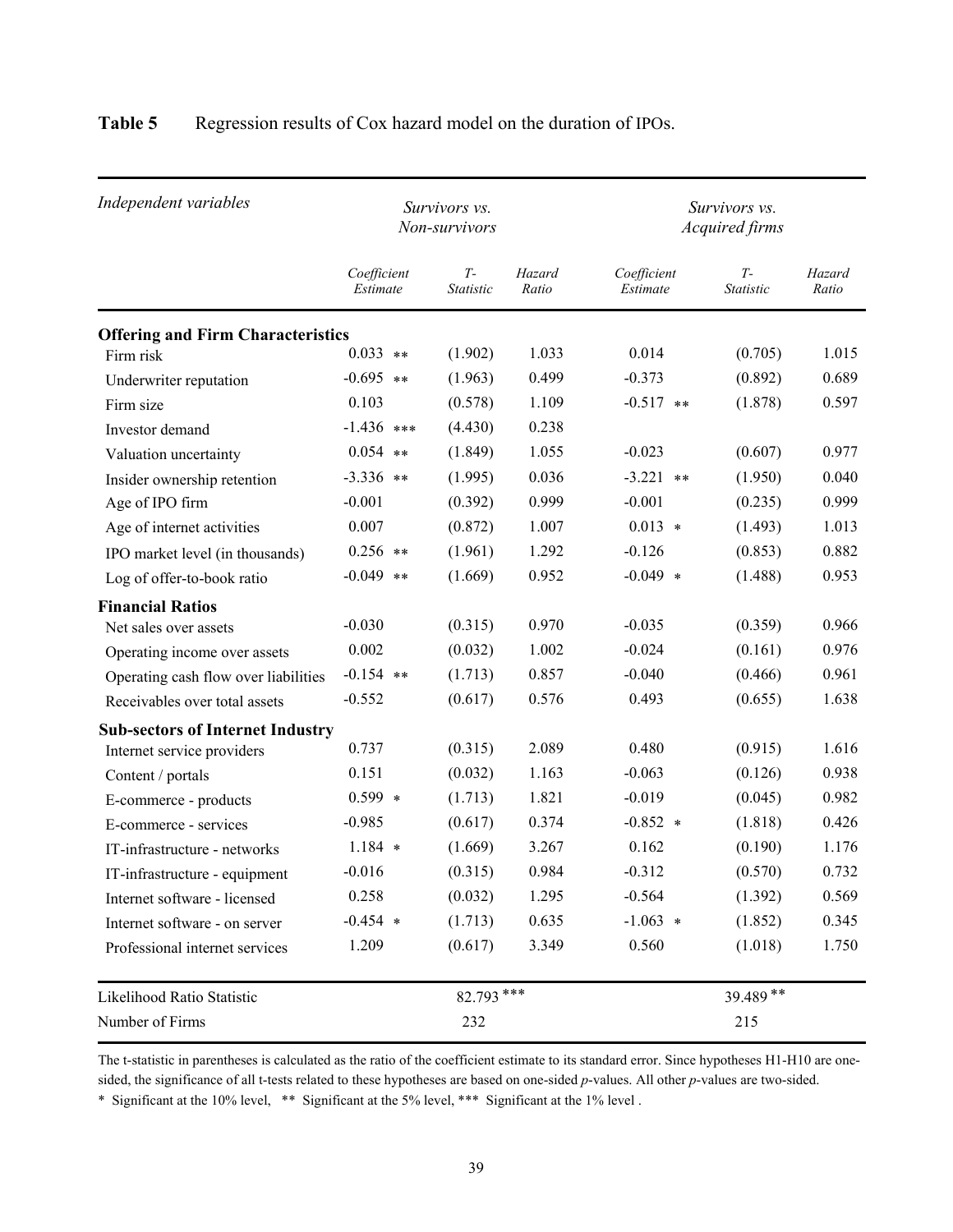**Table 5** Regression results of Cox hazard model on the duration of IPOs.

| *Independent variables* | *Survivors vs. Non-survivors* | | | *Survivors vs. Acquired firms* | | |
|---|---|---|---|---|---|---|
| | *Coefficient Estimate* | *T-Statistic* | *Hazard Ratio* | *Coefficient Estimate* | *T-Statistic* | *Hazard Ratio* |
| **Offering and Firm Characteristics** | | | | | | |
| Firm risk | 0.033 ** | (1.902) | 1.033 | 0.014 | (0.705) | 1.015 |
| Underwriter reputation | -0.695 ** | (1.963) | 0.499 | -0.373 | (0.892) | 0.689 |
| Firm size | 0.103 | (0.578) | 1.109 | -0.517 ** | (1.878) | 0.597 |
| Investor demand | -1.436 *** | (4.430) | 0.238 | | | |
| Valuation uncertainty | 0.054 ** | (1.849) | 1.055 | -0.023 | (0.607) | 0.977 |
| Insider ownership retention | -3.336 ** | (1.995) | 0.036 | -3.221 ** | (1.950) | 0.040 |
| Age of IPO firm | -0.001 | (0.392) | 0.999 | -0.001 | (0.235) | 0.999 |
| Age of internet activities | 0.007 | (0.872) | 1.007 | 0.013 * | (1.493) | 1.013 |
| IPO market level (in thousands) | 0.256 ** | (1.961) | 1.292 | -0.126 | (0.853) | 0.882 |
| Log of offer-to-book ratio | -0.049 ** | (1.669) | 0.952 | -0.049 * | (1.488) | 0.953 |
| **Financial Ratios** | | | | | | |
| Net sales over assets | -0.030 | (0.315) | 0.970 | -0.035 | (0.359) | 0.966 |
| Operating income over assets | 0.002 | (0.032) | 1.002 | -0.024 | (0.161) | 0.976 |
| Operating cash flow over liabilities | -0.154 ** | (1.713) | 0.857 | -0.040 | (0.466) | 0.961 |
| Receivables over total assets | -0.552 | (0.617) | 0.576 | 0.493 | (0.655) | 1.638 |
| **Sub-sectors of Internet Industry** | | | | | | |
| Internet service providers | 0.737 | (0.315) | 2.089 | 0.480 | (0.915) | 1.616 |
| Content / portals | 0.151 | (0.032) | 1.163 | -0.063 | (0.126) | 0.938 |
| E-commerce - products | 0.599 * | (1.713) | 1.821 | -0.019 | (0.045) | 0.982 |
| E-commerce - services | -0.985 | (0.617) | 0.374 | -0.852 * | (1.818) | 0.426 |
| IT-infrastructure - networks | 1.184 * | (1.669) | 3.267 | 0.162 | (0.190) | 1.176 |
| IT-infrastructure - equipment | -0.016 | (0.315) | 0.984 | -0.312 | (0.570) | 0.732 |
| Internet software - licensed | 0.258 | (0.032) | 1.295 | -0.564 | (1.392) | 0.569 |
| Internet software - on server | -0.454 * | (1.713) | 0.635 | -1.063 * | (1.852) | 0.345 |
| Professional internet services | 1.209 | (0.617) | 3.349 | 0.560 | (1.018) | 1.750 |
| Likelihood Ratio Statistic | | 82.793 *** | | | 39.489 ** | |
| Number of Firms | | 232 | | | 215 | |

The t-statistic in parentheses is calculated as the ratio of the coefficient estimate to its standard error. Since hypotheses H1-H10 are one-sided, the significance of all t-tests related to these hypotheses are based on one-sided *p*-values. All other *p*-values are two-sided.

\* Significant at the 10% level, ** Significant at the 5% level, *** Significant at the 1% level .